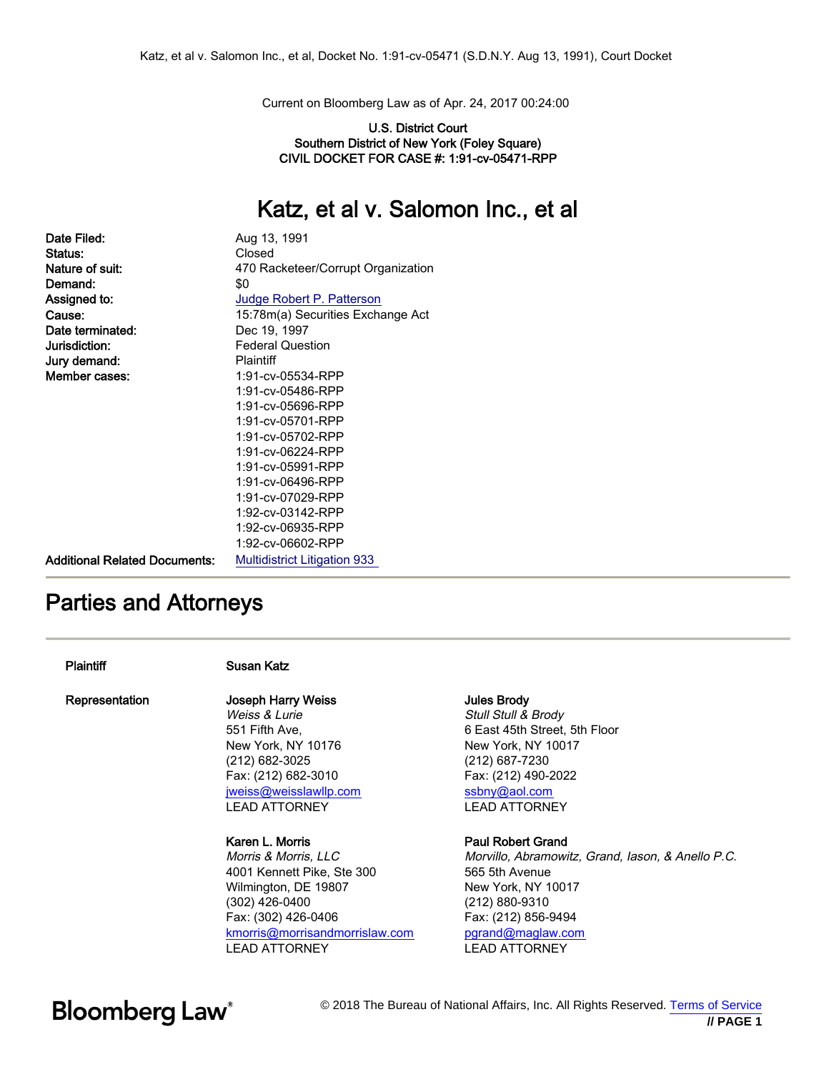Current on Bloomberg Law as of Apr. 24, 2017 00:24:00

U.S. District Court
Southern District of New York (Foley Square)
CIVIL DOCKET FOR CASE #: 1:91-cv-05471-RPP

# Katz, et al v. Salomon Inc., et al

| | |
|---|---|
| **Date Filed:** | Aug 13, 1991 |
| **Status:** | Closed |
| **Nature of suit:** | 470 Racketeer/Corrupt Organization |
| **Demand:** | $0 |
| **Assigned to:** | Judge Robert P. Patterson |
| **Cause:** | 15:78m(a) Securities Exchange Act |
| **Date terminated:** | Dec 19, 1997 |
| **Jurisdiction:** | Federal Question |
| **Jury demand:** | Plaintiff |
| **Member cases:** | 1:91-cv-05534-RPP<br>1:91-cv-05486-RPP<br>1:91-cv-05696-RPP<br>1:91-cv-05701-RPP<br>1:91-cv-05702-RPP<br>1:91-cv-06224-RPP<br>1:91-cv-05991-RPP<br>1:91-cv-06496-RPP<br>1:91-cv-07029-RPP<br>1:92-cv-03142-RPP<br>1:92-cv-06935-RPP<br>1:92-cv-06602-RPP |
| **Additional Related Documents:** | Multidistrict Litigation 933 |

## Parties and Attorneys

**Plaintiff** **Susan Katz**

**Representation**

**Joseph Harry Weiss**
*Weiss & Lurie*
551 Fifth Ave,
New York, NY 10176
(212) 682-3025
Fax: (212) 682-3010
jweiss@weisslawllp.com
LEAD ATTORNEY

**Jules Brody**
*Stull Stull & Brody*
6 East 45th Street, 5th Floor
New York, NY 10017
(212) 687-7230
Fax: (212) 490-2022
ssbny@aol.com
LEAD ATTORNEY

**Karen L. Morris**
*Morris & Morris, LLC*
4001 Kennett Pike, Ste 300
Wilmington, DE 19807
(302) 426-0400
Fax: (302) 426-0406
kmorris@morrisandmorrislaw.com
LEAD ATTORNEY

**Paul Robert Grand**
*Morvillo, Abramowitz, Grand, Iason, & Anello P.C.*
565 5th Avenue
New York, NY 10017
(212) 880-9310
Fax: (212) 856-9494
pgrand@maglaw.com
LEAD ATTORNEY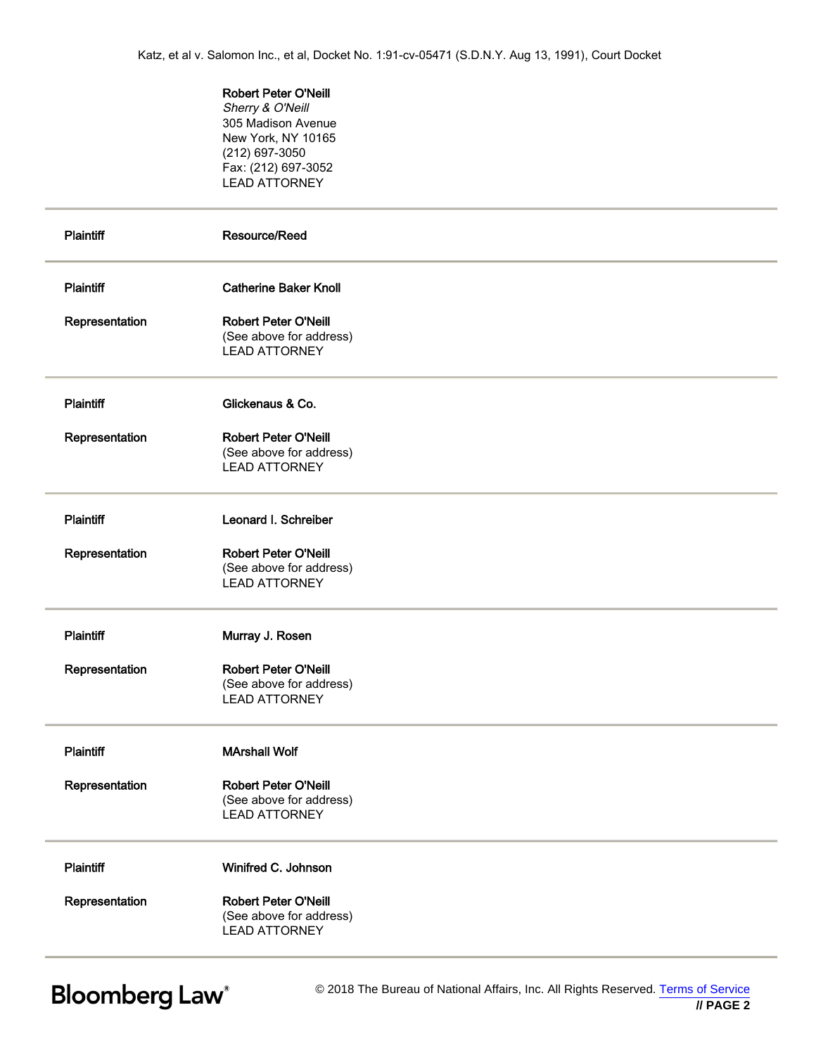**Robert Peter O'Neill**
*Sherry & O'Neill*
305 Madison Avenue
New York, NY 10165
(212) 697-3050
Fax: (212) 697-3052
LEAD ATTORNEY

| | |
|---|---|
| **Plaintiff** | **Resource/Reed** |

| | |
|---|---|
| **Plaintiff** | **Catherine Baker Knoll** |
| **Representation** | **Robert Peter O'Neill**<br>(See above for address)<br>LEAD ATTORNEY |

| | |
|---|---|
| **Plaintiff** | **Glickenaus & Co.** |
| **Representation** | **Robert Peter O'Neill**<br>(See above for address)<br>LEAD ATTORNEY |

| | |
|---|---|
| **Plaintiff** | **Leonard I. Schreiber** |
| **Representation** | **Robert Peter O'Neill**<br>(See above for address)<br>LEAD ATTORNEY |

| | |
|---|---|
| **Plaintiff** | **Murray J. Rosen** |
| **Representation** | **Robert Peter O'Neill**<br>(See above for address)<br>LEAD ATTORNEY |

| | |
|---|---|
| **Plaintiff** | **MArshall Wolf** |
| **Representation** | **Robert Peter O'Neill**<br>(See above for address)<br>LEAD ATTORNEY |

| | |
|---|---|
| **Plaintiff** | **Winifred C. Johnson** |
| **Representation** | **Robert Peter O'Neill**<br>(See above for address)<br>LEAD ATTORNEY |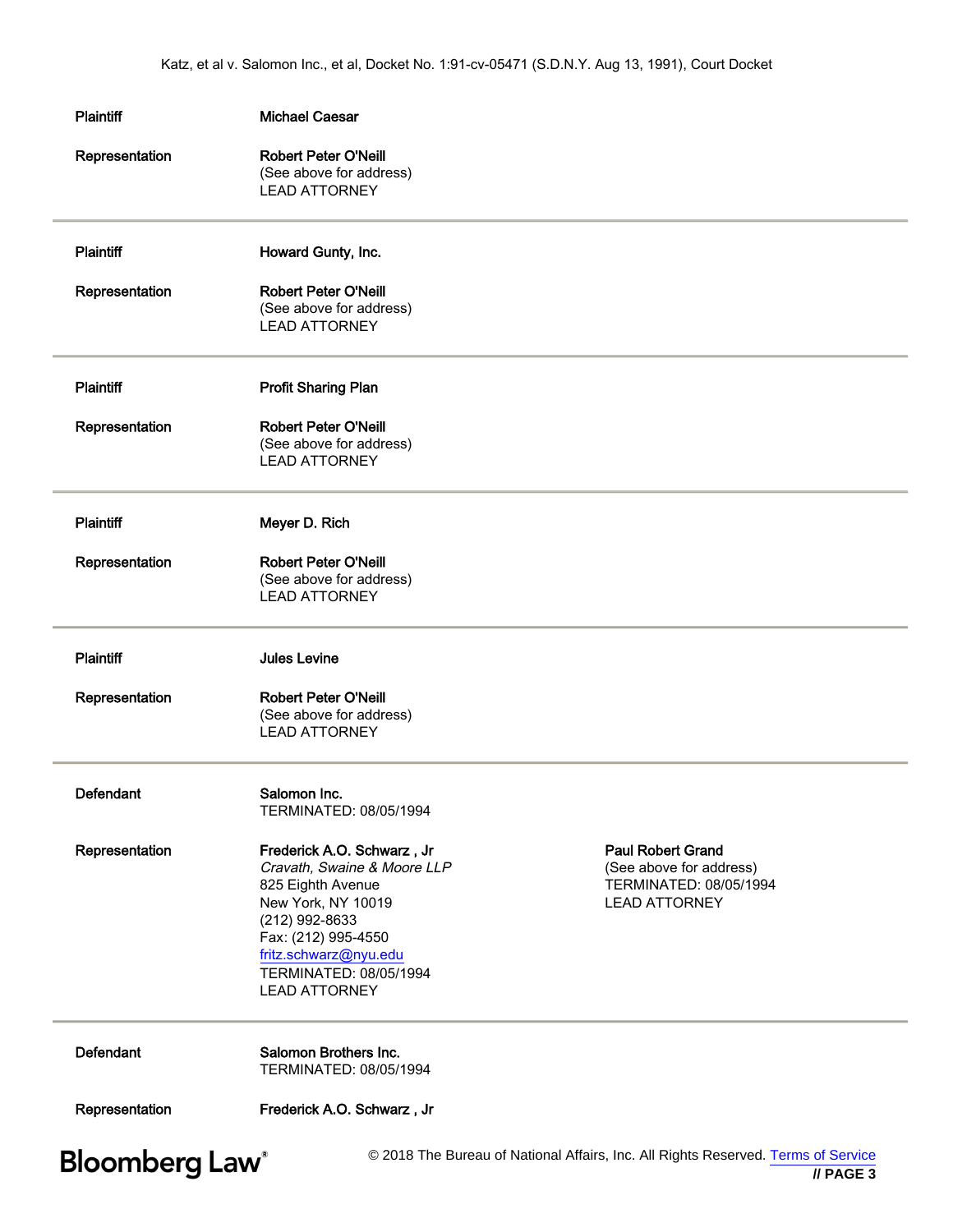| | |
|---|---|
| **Plaintiff** | **Michael Caesar** |
| **Representation** | **Robert Peter O'Neill**<br>(See above for address)<br>LEAD ATTORNEY |

| | |
|---|---|
| **Plaintiff** | **Howard Gunty, Inc.** |
| **Representation** | **Robert Peter O'Neill**<br>(See above for address)<br>LEAD ATTORNEY |

| | |
|---|---|
| **Plaintiff** | **Profit Sharing Plan** |
| **Representation** | **Robert Peter O'Neill**<br>(See above for address)<br>LEAD ATTORNEY |

| | |
|---|---|
| **Plaintiff** | **Meyer D. Rich** |
| **Representation** | **Robert Peter O'Neill**<br>(See above for address)<br>LEAD ATTORNEY |

| | |
|---|---|
| **Plaintiff** | **Jules Levine** |
| **Representation** | **Robert Peter O'Neill**<br>(See above for address)<br>LEAD ATTORNEY |

| | | |
|---|---|---|
| **Defendant** | **Salomon Inc.**<br>TERMINATED: 08/05/1994 | |
| **Representation** | **Frederick A.O. Schwarz , Jr**<br>*Cravath, Swaine & Moore LLP*<br>825 Eighth Avenue<br>New York, NY 10019<br>(212) 992-8633<br>Fax: (212) 995-4550<br>fritz.schwarz@nyu.edu<br>TERMINATED: 08/05/1994<br>LEAD ATTORNEY | **Paul Robert Grand**<br>(See above for address)<br>TERMINATED: 08/05/1994<br>LEAD ATTORNEY |

| | |
|---|---|
| **Defendant** | **Salomon Brothers Inc.**<br>TERMINATED: 08/05/1994 |
| **Representation** | **Frederick A.O. Schwarz , Jr** |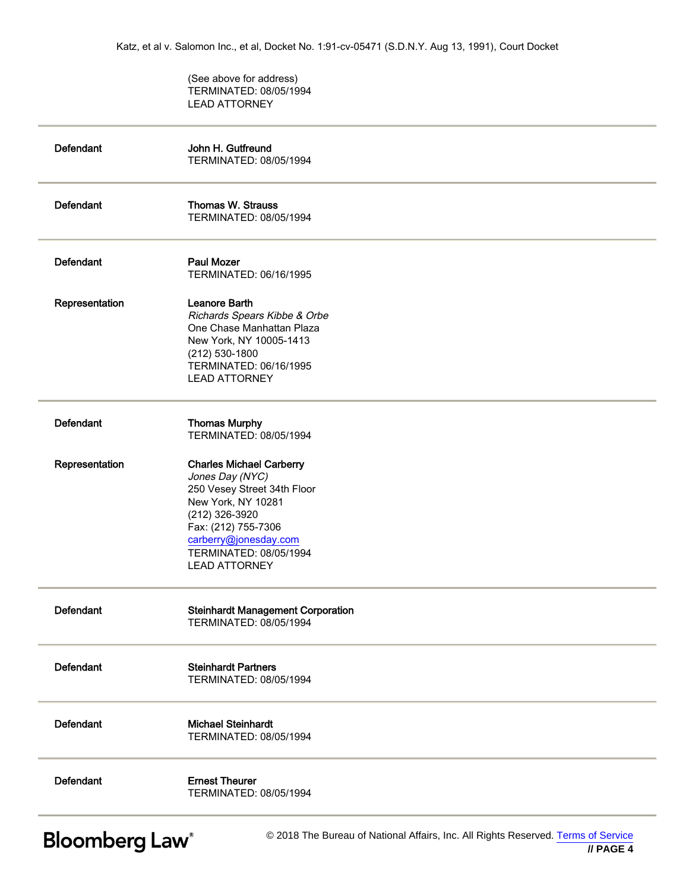(See above for address)
TERMINATED: 08/05/1994
LEAD ATTORNEY

| | |
|---|---|
| Defendant | **John H. Gutfreund**<br>TERMINATED: 08/05/1994 |
| Defendant | **Thomas W. Strauss**<br>TERMINATED: 08/05/1994 |
| Defendant | **Paul Mozer**<br>TERMINATED: 06/16/1995 |
| Representation | **Leanore Barth**<br>*Richards Spears Kibbe & Orbe*<br>One Chase Manhattan Plaza<br>New York, NY 10005-1413<br>(212) 530-1800<br>TERMINATED: 06/16/1995<br>LEAD ATTORNEY |
| Defendant | **Thomas Murphy**<br>TERMINATED: 08/05/1994 |
| Representation | **Charles Michael Carberry**<br>*Jones Day (NYC)*<br>250 Vesey Street 34th Floor<br>New York, NY 10281<br>(212) 326-3920<br>Fax: (212) 755-7306<br>carberry@jonesday.com<br>TERMINATED: 08/05/1994<br>LEAD ATTORNEY |
| Defendant | **Steinhardt Management Corporation**<br>TERMINATED: 08/05/1994 |
| Defendant | **Steinhardt Partners**<br>TERMINATED: 08/05/1994 |
| Defendant | **Michael Steinhardt**<br>TERMINATED: 08/05/1994 |
| Defendant | **Ernest Theurer**<br>TERMINATED: 08/05/1994 |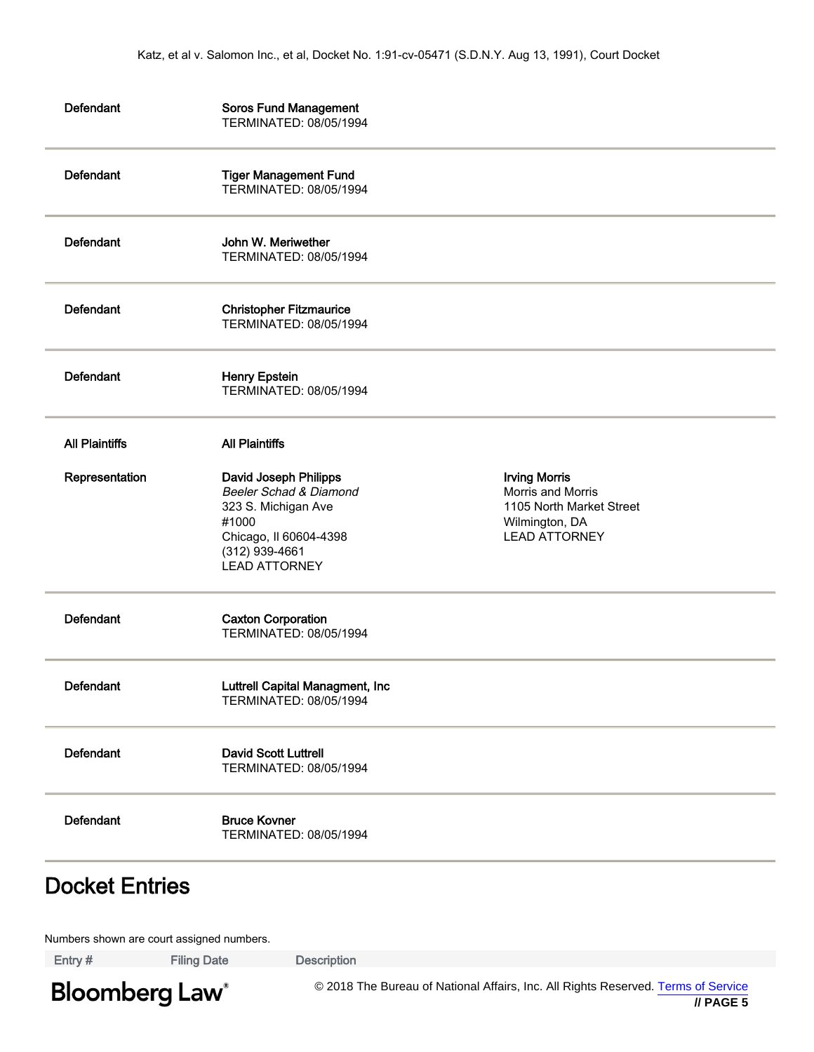| | | |
|---|---|---|
| Defendant | **Soros Fund Management**<br>TERMINATED: 08/05/1994 | |
| Defendant | **Tiger Management Fund**<br>TERMINATED: 08/05/1994 | |
| Defendant | **John W. Meriwether**<br>TERMINATED: 08/05/1994 | |
| Defendant | **Christopher Fitzmaurice**<br>TERMINATED: 08/05/1994 | |
| Defendant | **Henry Epstein**<br>TERMINATED: 08/05/1994 | |
| All Plaintiffs | **All Plaintiffs** | |
| Representation | **David Joseph Philipps**<br>*Beeler Schad & Diamond*<br>323 S. Michigan Ave<br>#1000<br>Chicago, Il 60604-4398<br>(312) 939-4661<br>LEAD ATTORNEY | **Irving Morris**<br>Morris and Morris<br>1105 North Market Street<br>Wilmington, DA<br>LEAD ATTORNEY |
| Defendant | **Caxton Corporation**<br>TERMINATED: 08/05/1994 | |
| Defendant | **Luttrell Capital Managment, Inc**<br>TERMINATED: 08/05/1994 | |
| Defendant | **David Scott Luttrell**<br>TERMINATED: 08/05/1994 | |
| Defendant | **Bruce Kovner**<br>TERMINATED: 08/05/1994 | |

# Docket Entries

Numbers shown are court assigned numbers.

| Entry # | Filing Date | Description |
|---|---|---|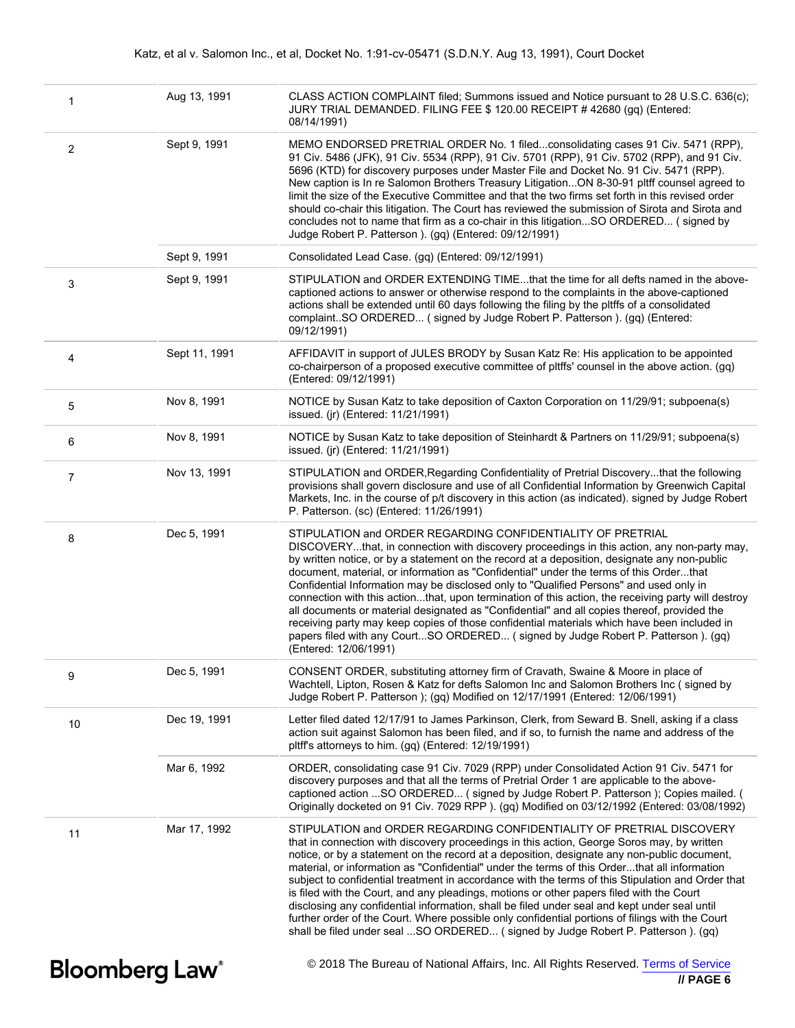| | | |
|---|---|---|
| 1 | Aug 13, 1991 | CLASS ACTION COMPLAINT filed; Summons issued and Notice pursuant to 28 U.S.C. 636(c); JURY TRIAL DEMANDED. FILING FEE $ 120.00 RECEIPT # 42680 (gq) (Entered: 08/14/1991) |
| 2 | Sept 9, 1991 | MEMO ENDORSED PRETRIAL ORDER No. 1 filed...consolidating cases 91 Civ. 5471 (RPP), 91 Civ. 5486 (JFK), 91 Civ. 5534 (RPP), 91 Civ. 5701 (RPP), 91 Civ. 5702 (RPP), and 91 Civ. 5696 (KTD) for discovery purposes under Master File and Docket No. 91 Civ. 5471 (RPP). New caption is In re Salomon Brothers Treasury Litigation...ON 8-30-91 pltff counsel agreed to limit the size of the Executive Committee and that the two firms set forth in this revised order should co-chair this litigation. The Court has reviewed the submission of Sirota and Sirota and concludes not to name that firm as a co-chair in this litigation...SO ORDERED... ( signed by Judge Robert P. Patterson ). (gq) (Entered: 09/12/1991) |
| | Sept 9, 1991 | Consolidated Lead Case. (gq) (Entered: 09/12/1991) |
| 3 | Sept 9, 1991 | STIPULATION and ORDER EXTENDING TIME...that the time for all defts named in the above-captioned actions to answer or otherwise respond to the complaints in the above-captioned actions shall be extended until 60 days following the filing by the pltffs of a consolidated complaint..SO ORDERED... ( signed by Judge Robert P. Patterson ). (gq) (Entered: 09/12/1991) |
| 4 | Sept 11, 1991 | AFFIDAVIT in support of JULES BRODY by Susan Katz Re: His application to be appointed co-chairperson of a proposed executive committee of pltffs' counsel in the above action. (gq) (Entered: 09/12/1991) |
| 5 | Nov 8, 1991 | NOTICE by Susan Katz to take deposition of Caxton Corporation on 11/29/91; subpoena(s) issued. (jr) (Entered: 11/21/1991) |
| 6 | Nov 8, 1991 | NOTICE by Susan Katz to take deposition of Steinhardt & Partners on 11/29/91; subpoena(s) issued. (jr) (Entered: 11/21/1991) |
| 7 | Nov 13, 1991 | STIPULATION and ORDER,Regarding Confidentiality of Pretrial Discovery...that the following provisions shall govern disclosure and use of all Confidential Information by Greenwich Capital Markets, Inc. in the course of p/t discovery in this action (as indicated). signed by Judge Robert P. Patterson. (sc) (Entered: 11/26/1991) |
| 8 | Dec 5, 1991 | STIPULATION and ORDER REGARDING CONFIDENTIALITY OF PRETRIAL DISCOVERY...that, in connection with discovery proceedings in this action, any non-party may, by written notice, or by a statement on the record at a deposition, designate any non-public document, material, or information as "Confidential" under the terms of this Order...that Confidential Information may be disclosed only to "Qualified Persons" and used only in connection with this action...that, upon termination of this action, the receiving party will destroy all documents or material designated as "Confidential" and all copies thereof, provided the receiving party may keep copies of those confidential materials which have been included in papers filed with any Court...SO ORDERED... ( signed by Judge Robert P. Patterson ). (gq) (Entered: 12/06/1991) |
| 9 | Dec 5, 1991 | CONSENT ORDER, substituting attorney firm of Cravath, Swaine & Moore in place of Wachtell, Lipton, Rosen & Katz for defts Salomon Inc and Salomon Brothers Inc ( signed by Judge Robert P. Patterson ); (gq) Modified on 12/17/1991 (Entered: 12/06/1991) |
| 10 | Dec 19, 1991 | Letter filed dated 12/17/91 to James Parkinson, Clerk, from Seward B. Snell, asking if a class action suit against Salomon has been filed, and if so, to furnish the name and address of the pltff's attorneys to him. (gq) (Entered: 12/19/1991) |
| | Mar 6, 1992 | ORDER, consolidating case 91 Civ. 7029 (RPP) under Consolidated Action 91 Civ. 5471 for discovery purposes and that all the terms of Pretrial Order 1 are applicable to the above-captioned action ...SO ORDERED... ( signed by Judge Robert P. Patterson ); Copies mailed. ( Originally docketed on 91 Civ. 7029 RPP ). (gq) Modified on 03/12/1992 (Entered: 03/08/1992) |
| 11 | Mar 17, 1992 | STIPULATION and ORDER REGARDING CONFIDENTIALITY OF PRETRIAL DISCOVERY that in connection with discovery proceedings in this action, George Soros may, by written notice, or by a statement on the record at a deposition, designate any non-public document, material, or information as "Confidential" under the terms of this Order...that all information subject to confidential treatment in accordance with the terms of this Stipulation and Order that is filed with the Court, and any pleadings, motions or other papers filed with the Court disclosing any confidential information, shall be filed under seal and kept under seal until further order of the Court. Where possible only confidential portions of filings with the Court shall be filed under seal ...SO ORDERED... ( signed by Judge Robert P. Patterson ). (gq) |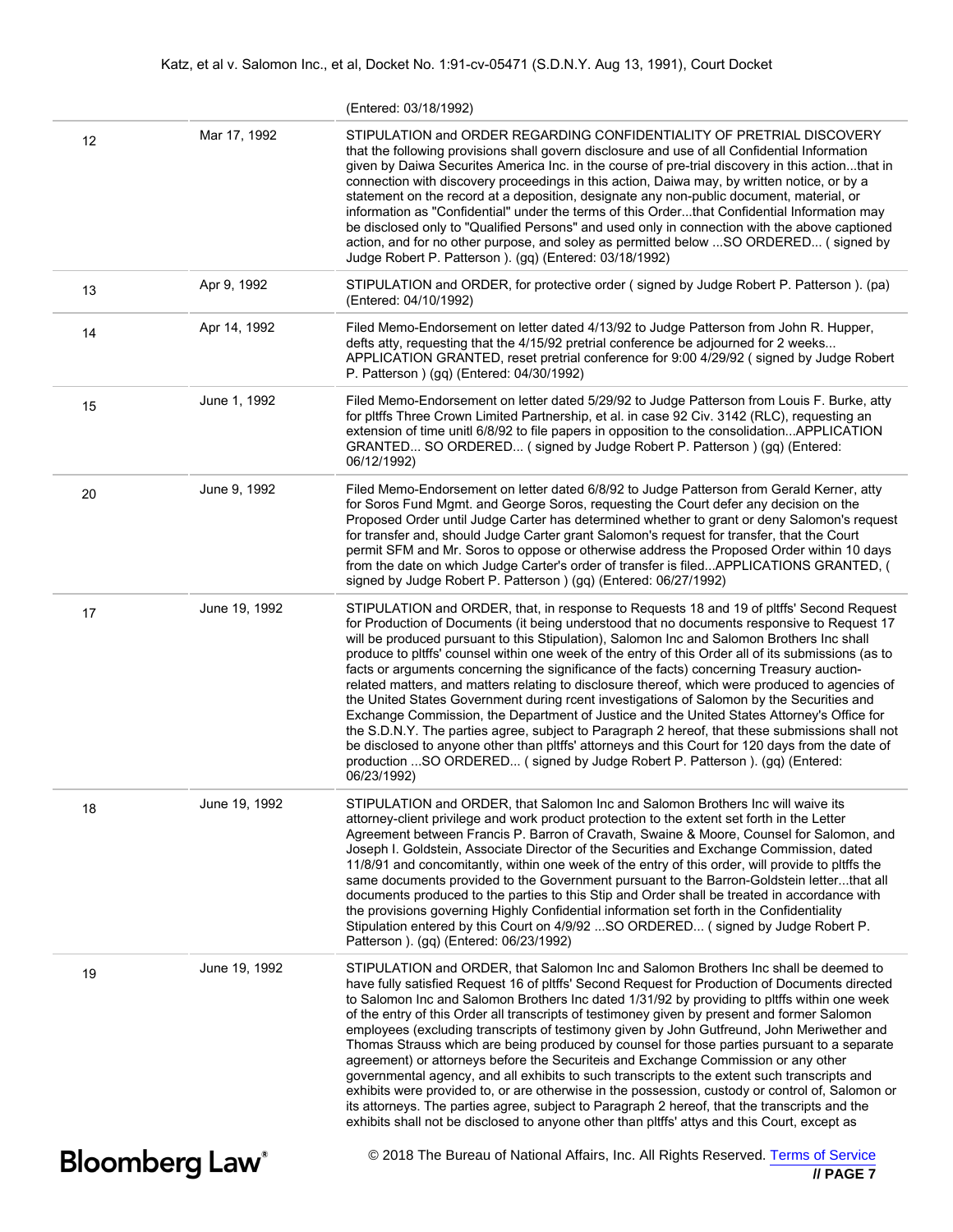| | | (Entered: 03/18/1992) |
|---|---|---|
| 12 | Mar 17, 1992 | STIPULATION and ORDER REGARDING CONFIDENTIALITY OF PRETRIAL DISCOVERY that the following provisions shall govern disclosure and use of all Confidential Information given by Daiwa Securites America Inc. in the course of pre-trial discovery in this action...that in connection with discovery proceedings in this action, Daiwa may, by written notice, or by a statement on the record at a deposition, designate any non-public document, material, or information as "Confidential" under the terms of this Order...that Confidential Information may be disclosed only to "Qualified Persons" and used only in connection with the above captioned action, and for no other purpose, and soley as permitted below ...SO ORDERED... ( signed by Judge Robert P. Patterson ). (gq) (Entered: 03/18/1992) |
| 13 | Apr 9, 1992 | STIPULATION and ORDER, for protective order ( signed by Judge Robert P. Patterson ). (pa) (Entered: 04/10/1992) |
| 14 | Apr 14, 1992 | Filed Memo-Endorsement on letter dated 4/13/92 to Judge Patterson from John R. Hupper, defts atty, requesting that the 4/15/92 pretrial conference be adjourned for 2 weeks... APPLICATION GRANTED, reset pretrial conference for 9:00 4/29/92 ( signed by Judge Robert P. Patterson ) (gq) (Entered: 04/30/1992) |
| 15 | June 1, 1992 | Filed Memo-Endorsement on letter dated 5/29/92 to Judge Patterson from Louis F. Burke, atty for pltffs Three Crown Limited Partnership, et al. in case 92 Civ. 3142 (RLC), requesting an extension of time unitl 6/8/92 to file papers in opposition to the consolidation...APPLICATION GRANTED... SO ORDERED... ( signed by Judge Robert P. Patterson ) (gq) (Entered: 06/12/1992) |
| 20 | June 9, 1992 | Filed Memo-Endorsement on letter dated 6/8/92 to Judge Patterson from Gerald Kerner, atty for Soros Fund Mgmt. and George Soros, requesting the Court defer any decision on the Proposed Order until Judge Carter has determined whether to grant or deny Salomon's request for transfer and, should Judge Carter grant Salomon's request for transfer, that the Court permit SFM and Mr. Soros to oppose or otherwise address the Proposed Order within 10 days from the date on which Judge Carter's order of transfer is filed...APPLICATIONS GRANTED, ( signed by Judge Robert P. Patterson ) (gq) (Entered: 06/27/1992) |
| 17 | June 19, 1992 | STIPULATION and ORDER, that, in response to Requests 18 and 19 of pltffs' Second Request for Production of Documents (it being understood that no documents responsive to Request 17 will be produced pursuant to this Stipulation), Salomon Inc and Salomon Brothers Inc shall produce to pltffs' counsel within one week of the entry of this Order all of its submissions (as to facts or arguments concerning the significance of the facts) concerning Treasury auction-related matters, and matters relating to disclosure thereof, which were produced to agencies of the United States Government during rcent investigations of Salomon by the Securities and Exchange Commission, the Department of Justice and the United States Attorney's Office for the S.D.N.Y. The parties agree, subject to Paragraph 2 hereof, that these submissions shall not be disclosed to anyone other than pltffs' attorneys and this Court for 120 days from the date of production ...SO ORDERED... ( signed by Judge Robert P. Patterson ). (gq) (Entered: 06/23/1992) |
| 18 | June 19, 1992 | STIPULATION and ORDER, that Salomon Inc and Salomon Brothers Inc will waive its attorney-client privilege and work product protection to the extent set forth in the Letter Agreement between Francis P. Barron of Cravath, Swaine & Moore, Counsel for Salomon, and Joseph I. Goldstein, Associate Director of the Securities and Exchange Commission, dated 11/8/91 and concomitantly, within one week of the entry of this order, will provide to pltffs the same documents provided to the Government pursuant to the Barron-Goldstein letter...that all documents produced to the parties to this Stip and Order shall be treated in accordance with the provisions governing Highly Confidential information set forth in the Confidentiality Stipulation entered by this Court on 4/9/92 ...SO ORDERED... ( signed by Judge Robert P. Patterson ). (gq) (Entered: 06/23/1992) |
| 19 | June 19, 1992 | STIPULATION and ORDER, that Salomon Inc and Salomon Brothers Inc shall be deemed to have fully satisfied Request 16 of pltffs' Second Request for Production of Documents directed to Salomon Inc and Salomon Brothers Inc dated 1/31/92 by providing to pltffs within one week of the entry of this Order all transcripts of testimoney given by present and former Salomon employees (excluding transcripts of testimony given by John Gutfreund, John Meriwether and Thomas Strauss which are being produced by counsel for those parties pursuant to a separate agreement) or attorneys before the Securiteis and Exchange Commission or any other governmental agency, and all exhibits to such transcripts to the extent such transcripts and exhibits were provided to, or are otherwise in the possession, custody or control of, Salomon or its attorneys. The parties agree, subject to Paragraph 2 hereof, that the transcripts and the exhibits shall not be disclosed to anyone other than pltffs' attys and this Court, except as |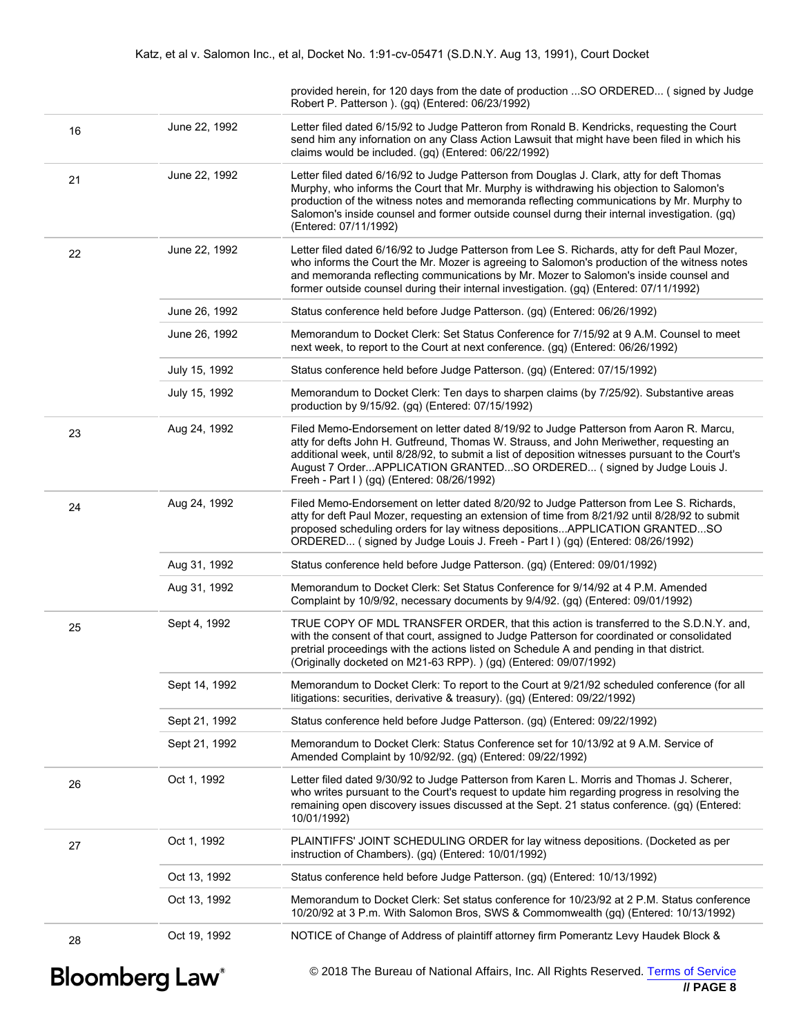| | | |
|---|---|---|
| | | provided herein, for 120 days from the date of production ...SO ORDERED... ( signed by Judge Robert P. Patterson ). (gq) (Entered: 06/23/1992) |
| 16 | June 22, 1992 | Letter filed dated 6/15/92 to Judge Patteron from Ronald B. Kendricks, requesting the Court send him any infornation on any Class Action Lawsuit that might have been filed in which his claims would be included. (gq) (Entered: 06/22/1992) |
| 21 | June 22, 1992 | Letter filed dated 6/16/92 to Judge Patterson from Douglas J. Clark, atty for deft Thomas Murphy, who informs the Court that Mr. Murphy is withdrawing his objection to Salomon's production of the witness notes and memoranda reflecting communications by Mr. Murphy to Salomon's inside counsel and former outside counsel durng their internal investigation. (gq) (Entered: 07/11/1992) |
| 22 | June 22, 1992 | Letter filed dated 6/16/92 to Judge Patterson from Lee S. Richards, atty for deft Paul Mozer, who informs the Court the Mr. Mozer is agreeing to Salomon's production of the witness notes and memoranda reflecting communications by Mr. Mozer to Salomon's inside counsel and former outside counsel during their internal investigation. (gq) (Entered: 07/11/1992) |
| | June 26, 1992 | Status conference held before Judge Patterson. (gq) (Entered: 06/26/1992) |
| | June 26, 1992 | Memorandum to Docket Clerk: Set Status Conference for 7/15/92 at 9 A.M. Counsel to meet next week, to report to the Court at next conference. (gq) (Entered: 06/26/1992) |
| | July 15, 1992 | Status conference held before Judge Patterson. (gq) (Entered: 07/15/1992) |
| | July 15, 1992 | Memorandum to Docket Clerk: Ten days to sharpen claims (by 7/25/92). Substantive areas production by 9/15/92. (gq) (Entered: 07/15/1992) |
| 23 | Aug 24, 1992 | Filed Memo-Endorsement on letter dated 8/19/92 to Judge Patterson from Aaron R. Marcu, atty for defts John H. Gutfreund, Thomas W. Strauss, and John Meriwether, requesting an additional week, until 8/28/92, to submit a list of deposition witnesses pursuant to the Court's August 7 Order...APPLICATION GRANTED...SO ORDERED... ( signed by Judge Louis J. Freeh - Part I ) (gq) (Entered: 08/26/1992) |
| 24 | Aug 24, 1992 | Filed Memo-Endorsement on letter dated 8/20/92 to Judge Patterson from Lee S. Richards, atty for deft Paul Mozer, requesting an extension of time from 8/21/92 until 8/28/92 to submit proposed scheduling orders for lay witness depositions...APPLICATION GRANTED...SO ORDERED... ( signed by Judge Louis J. Freeh - Part I ) (gq) (Entered: 08/26/1992) |
| | Aug 31, 1992 | Status conference held before Judge Patterson. (gq) (Entered: 09/01/1992) |
| | Aug 31, 1992 | Memorandum to Docket Clerk: Set Status Conference for 9/14/92 at 4 P.M. Amended Complaint by 10/9/92, necessary documents by 9/4/92. (gq) (Entered: 09/01/1992) |
| 25 | Sept 4, 1992 | TRUE COPY OF MDL TRANSFER ORDER, that this action is transferred to the S.D.N.Y. and, with the consent of that court, assigned to Judge Patterson for coordinated or consolidated pretrial proceedings with the actions listed on Schedule A and pending in that district. (Originally docketed on M21-63 RPP). ) (gq) (Entered: 09/07/1992) |
| | Sept 14, 1992 | Memorandum to Docket Clerk: To report to the Court at 9/21/92 scheduled conference (for all litigations: securities, derivative & treasury). (gq) (Entered: 09/22/1992) |
| | Sept 21, 1992 | Status conference held before Judge Patterson. (gq) (Entered: 09/22/1992) |
| | Sept 21, 1992 | Memorandum to Docket Clerk: Status Conference set for 10/13/92 at 9 A.M. Service of Amended Complaint by 10/92/92. (gq) (Entered: 09/22/1992) |
| 26 | Oct 1, 1992 | Letter filed dated 9/30/92 to Judge Patterson from Karen L. Morris and Thomas J. Scherer, who writes pursuant to the Court's request to update him regarding progress in resolving the remaining open discovery issues discussed at the Sept. 21 status conference. (gq) (Entered: 10/01/1992) |
| 27 | Oct 1, 1992 | PLAINTIFFS' JOINT SCHEDULING ORDER for lay witness depositions. (Docketed as per instruction of Chambers). (gq) (Entered: 10/01/1992) |
| | Oct 13, 1992 | Status conference held before Judge Patterson. (gq) (Entered: 10/13/1992) |
| | Oct 13, 1992 | Memorandum to Docket Clerk: Set status conference for 10/23/92 at 2 P.M. Status conference 10/20/92 at 3 P.m. With Salomon Bros, SWS & Commomwealth (gq) (Entered: 10/13/1992) |
| 28 | Oct 19, 1992 | NOTICE of Change of Address of plaintiff attorney firm Pomerantz Levy Haudek Block & |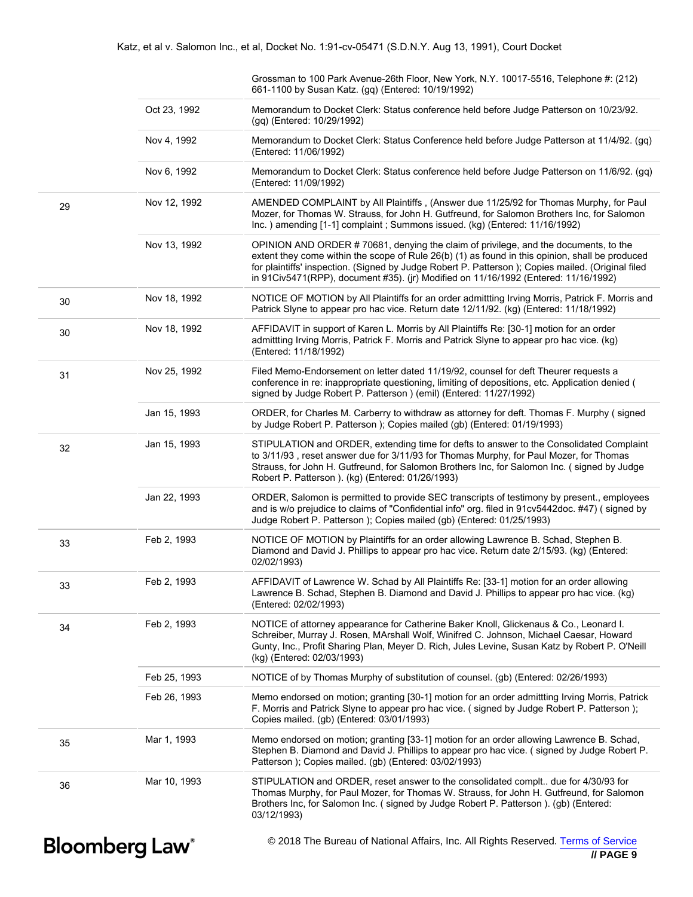| | | |
|---|---|---|
| | | Grossman to 100 Park Avenue-26th Floor, New York, N.Y. 10017-5516, Telephone #: (212) 661-1100 by Susan Katz. (gq) (Entered: 10/19/1992) |
| | Oct 23, 1992 | Memorandum to Docket Clerk: Status conference held before Judge Patterson on 10/23/92. (gq) (Entered: 10/29/1992) |
| | Nov 4, 1992 | Memorandum to Docket Clerk: Status Conference held before Judge Patterson at 11/4/92. (gq) (Entered: 11/06/1992) |
| | Nov 6, 1992 | Memorandum to Docket Clerk: Status conference held before Judge Patterson on 11/6/92. (gq) (Entered: 11/09/1992) |
| 29 | Nov 12, 1992 | AMENDED COMPLAINT by All Plaintiffs , (Answer due 11/25/92 for Thomas Murphy, for Paul Mozer, for Thomas W. Strauss, for John H. Gutfreund, for Salomon Brothers Inc, for Salomon Inc. ) amending [1-1] complaint ; Summons issued. (kg) (Entered: 11/16/1992) |
| | Nov 13, 1992 | OPINION AND ORDER # 70681, denying the claim of privilege, and the documents, to the extent they come within the scope of Rule 26(b) (1) as found in this opinion, shall be produced for plaintiffs' inspection. (Signed by Judge Robert P. Patterson ); Copies mailed. (Original filed in 91Civ5471(RPP), document #35). (jr) Modified on 11/16/1992 (Entered: 11/16/1992) |
| 30 | Nov 18, 1992 | NOTICE OF MOTION by All Plaintiffs for an order admittting Irving Morris, Patrick F. Morris and Patrick Slyne to appear pro hac vice. Return date 12/11/92. (kg) (Entered: 11/18/1992) |
| 30 | Nov 18, 1992 | AFFIDAVIT in support of Karen L. Morris by All Plaintiffs Re: [30-1] motion for an order admittting Irving Morris, Patrick F. Morris and Patrick Slyne to appear pro hac vice. (kg) (Entered: 11/18/1992) |
| 31 | Nov 25, 1992 | Filed Memo-Endorsement on letter dated 11/19/92, counsel for deft Theurer requests a conference in re: inappropriate questioning, limiting of depositions, etc. Application denied ( signed by Judge Robert P. Patterson ) (emil) (Entered: 11/27/1992) |
| | Jan 15, 1993 | ORDER, for Charles M. Carberry to withdraw as attorney for deft. Thomas F. Murphy ( signed by Judge Robert P. Patterson ); Copies mailed (gb) (Entered: 01/19/1993) |
| 32 | Jan 15, 1993 | STIPULATION and ORDER, extending time for defts to answer to the Consolidated Complaint to 3/11/93 , reset answer due for 3/11/93 for Thomas Murphy, for Paul Mozer, for Thomas Strauss, for John H. Gutfreund, for Salomon Brothers Inc, for Salomon Inc. ( signed by Judge Robert P. Patterson ). (kg) (Entered: 01/26/1993) |
| | Jan 22, 1993 | ORDER, Salomon is permitted to provide SEC transcripts of testimony by present., employees and is w/o prejudice to claims of "Confidential info" org. filed in 91cv5442doc. #47) ( signed by Judge Robert P. Patterson ); Copies mailed (gb) (Entered: 01/25/1993) |
| 33 | Feb 2, 1993 | NOTICE OF MOTION by Plaintiffs for an order allowing Lawrence B. Schad, Stephen B. Diamond and David J. Phillips to appear pro hac vice. Return date 2/15/93. (kg) (Entered: 02/02/1993) |
| 33 | Feb 2, 1993 | AFFIDAVIT of Lawrence W. Schad by All Plaintiffs Re: [33-1] motion for an order allowing Lawrence B. Schad, Stephen B. Diamond and David J. Phillips to appear pro hac vice. (kg) (Entered: 02/02/1993) |
| 34 | Feb 2, 1993 | NOTICE of attorney appearance for Catherine Baker Knoll, Glickenaus & Co., Leonard I. Schreiber, Murray J. Rosen, MArshall Wolf, Winifred C. Johnson, Michael Caesar, Howard Gunty, Inc., Profit Sharing Plan, Meyer D. Rich, Jules Levine, Susan Katz by Robert P. O'Neill (kg) (Entered: 02/03/1993) |
| | Feb 25, 1993 | NOTICE of by Thomas Murphy of substitution of counsel. (gb) (Entered: 02/26/1993) |
| | Feb 26, 1993 | Memo endorsed on motion; granting [30-1] motion for an order admittting Irving Morris, Patrick F. Morris and Patrick Slyne to appear pro hac vice. ( signed by Judge Robert P. Patterson ); Copies mailed. (gb) (Entered: 03/01/1993) |
| 35 | Mar 1, 1993 | Memo endorsed on motion; granting [33-1] motion for an order allowing Lawrence B. Schad, Stephen B. Diamond and David J. Phillips to appear pro hac vice. ( signed by Judge Robert P. Patterson ); Copies mailed. (gb) (Entered: 03/02/1993) |
| 36 | Mar 10, 1993 | STIPULATION and ORDER, reset answer to the consolidated complt.. due for 4/30/93 for Thomas Murphy, for Paul Mozer, for Thomas W. Strauss, for John H. Gutfreund, for Salomon Brothers Inc, for Salomon Inc. ( signed by Judge Robert P. Patterson ). (gb) (Entered: 03/12/1993) |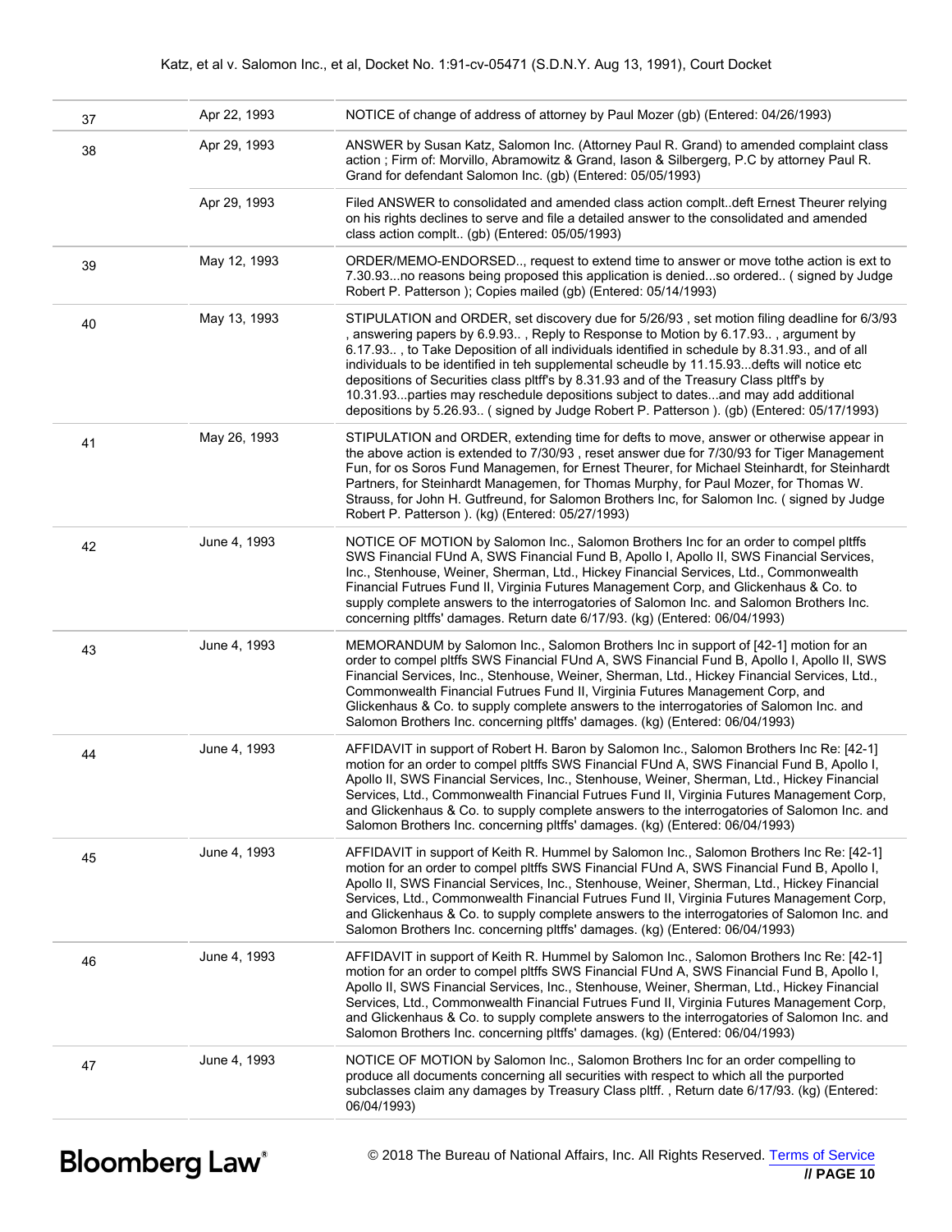| | | |
|---|---|---|
| 37 | Apr 22, 1993 | NOTICE of change of address of attorney by Paul Mozer (gb) (Entered: 04/26/1993) |
| 38 | Apr 29, 1993 | ANSWER by Susan Katz, Salomon Inc. (Attorney Paul R. Grand) to amended complaint class action ; Firm of: Morvillo, Abramowitz & Grand, Iason & Silbergerg, P.C by attorney Paul R. Grand for defendant Salomon Inc. (gb) (Entered: 05/05/1993) |
| | Apr 29, 1993 | Filed ANSWER to consolidated and amended class action complt..deft Ernest Theurer relying on his rights declines to serve and file a detailed answer to the consolidated and amended class action complt.. (gb) (Entered: 05/05/1993) |
| 39 | May 12, 1993 | ORDER/MEMO-ENDORSED.., request to extend time to answer or move tothe action is ext to 7.30.93...no reasons being proposed this application is denied...so ordered.. ( signed by Judge Robert P. Patterson ); Copies mailed (gb) (Entered: 05/14/1993) |
| 40 | May 13, 1993 | STIPULATION and ORDER, set discovery due for 5/26/93 , set motion filing deadline for 6/3/93 , answering papers by 6.9.93.. , Reply to Response to Motion by 6.17.93.. , argument by 6.17.93.. , to Take Deposition of all individuals identified in schedule by 8.31.93., and of all individuals to be identified in teh supplemental scheudle by 11.15.93...defts will notice etc depositions of Securities class pltff's by 8.31.93 and of the Treasury Class pltff's by 10.31.93...parties may reschedule depositions subject to dates...and may add additional depositions by 5.26.93.. ( signed by Judge Robert P. Patterson ). (gb) (Entered: 05/17/1993) |
| 41 | May 26, 1993 | STIPULATION and ORDER, extending time for defts to move, answer or otherwise appear in the above action is extended to 7/30/93 , reset answer due for 7/30/93 for Tiger Management Fun, for os Soros Fund Managemen, for Ernest Theurer, for Michael Steinhardt, for Steinhardt Partners, for Steinhardt Managemen, for Thomas Murphy, for Paul Mozer, for Thomas W. Strauss, for John H. Gutfreund, for Salomon Brothers Inc, for Salomon Inc. ( signed by Judge Robert P. Patterson ). (kg) (Entered: 05/27/1993) |
| 42 | June 4, 1993 | NOTICE OF MOTION by Salomon Inc., Salomon Brothers Inc for an order to compel pltffs SWS Financial FUnd A, SWS Financial Fund B, Apollo I, Apollo II, SWS Financial Services, Inc., Stenhouse, Weiner, Sherman, Ltd., Hickey Financial Services, Ltd., Commonwealth Financial Futrues Fund II, Virginia Futures Management Corp, and Glickenhaus & Co. to supply complete answers to the interrogatories of Salomon Inc. and Salomon Brothers Inc. concerning pltffs' damages. Return date 6/17/93. (kg) (Entered: 06/04/1993) |
| 43 | June 4, 1993 | MEMORANDUM by Salomon Inc., Salomon Brothers Inc in support of [42-1] motion for an order to compel pltffs SWS Financial FUnd A, SWS Financial Fund B, Apollo I, Apollo II, SWS Financial Services, Inc., Stenhouse, Weiner, Sherman, Ltd., Hickey Financial Services, Ltd., Commonwealth Financial Futrues Fund II, Virginia Futures Management Corp, and Glickenhaus & Co. to supply complete answers to the interrogatories of Salomon Inc. and Salomon Brothers Inc. concerning pltffs' damages. (kg) (Entered: 06/04/1993) |
| 44 | June 4, 1993 | AFFIDAVIT in support of Robert H. Baron by Salomon Inc., Salomon Brothers Inc Re: [42-1] motion for an order to compel pltffs SWS Financial FUnd A, SWS Financial Fund B, Apollo I, Apollo II, SWS Financial Services, Inc., Stenhouse, Weiner, Sherman, Ltd., Hickey Financial Services, Ltd., Commonwealth Financial Futrues Fund II, Virginia Futures Management Corp, and Glickenhaus & Co. to supply complete answers to the interrogatories of Salomon Inc. and Salomon Brothers Inc. concerning pltffs' damages. (kg) (Entered: 06/04/1993) |
| 45 | June 4, 1993 | AFFIDAVIT in support of Keith R. Hummel by Salomon Inc., Salomon Brothers Inc Re: [42-1] motion for an order to compel pltffs SWS Financial FUnd A, SWS Financial Fund B, Apollo I, Apollo II, SWS Financial Services, Inc., Stenhouse, Weiner, Sherman, Ltd., Hickey Financial Services, Ltd., Commonwealth Financial Futrues Fund II, Virginia Futures Management Corp, and Glickenhaus & Co. to supply complete answers to the interrogatories of Salomon Inc. and Salomon Brothers Inc. concerning pltffs' damages. (kg) (Entered: 06/04/1993) |
| 46 | June 4, 1993 | AFFIDAVIT in support of Keith R. Hummel by Salomon Inc., Salomon Brothers Inc Re: [42-1] motion for an order to compel pltffs SWS Financial FUnd A, SWS Financial Fund B, Apollo I, Apollo II, SWS Financial Services, Inc., Stenhouse, Weiner, Sherman, Ltd., Hickey Financial Services, Ltd., Commonwealth Financial Futrues Fund II, Virginia Futures Management Corp, and Glickenhaus & Co. to supply complete answers to the interrogatories of Salomon Inc. and Salomon Brothers Inc. concerning pltffs' damages. (kg) (Entered: 06/04/1993) |
| 47 | June 4, 1993 | NOTICE OF MOTION by Salomon Inc., Salomon Brothers Inc for an order compelling to produce all documents concerning all securities with respect to which all the purported subclasses claim any damages by Treasury Class pltff. , Return date 6/17/93. (kg) (Entered: 06/04/1993) |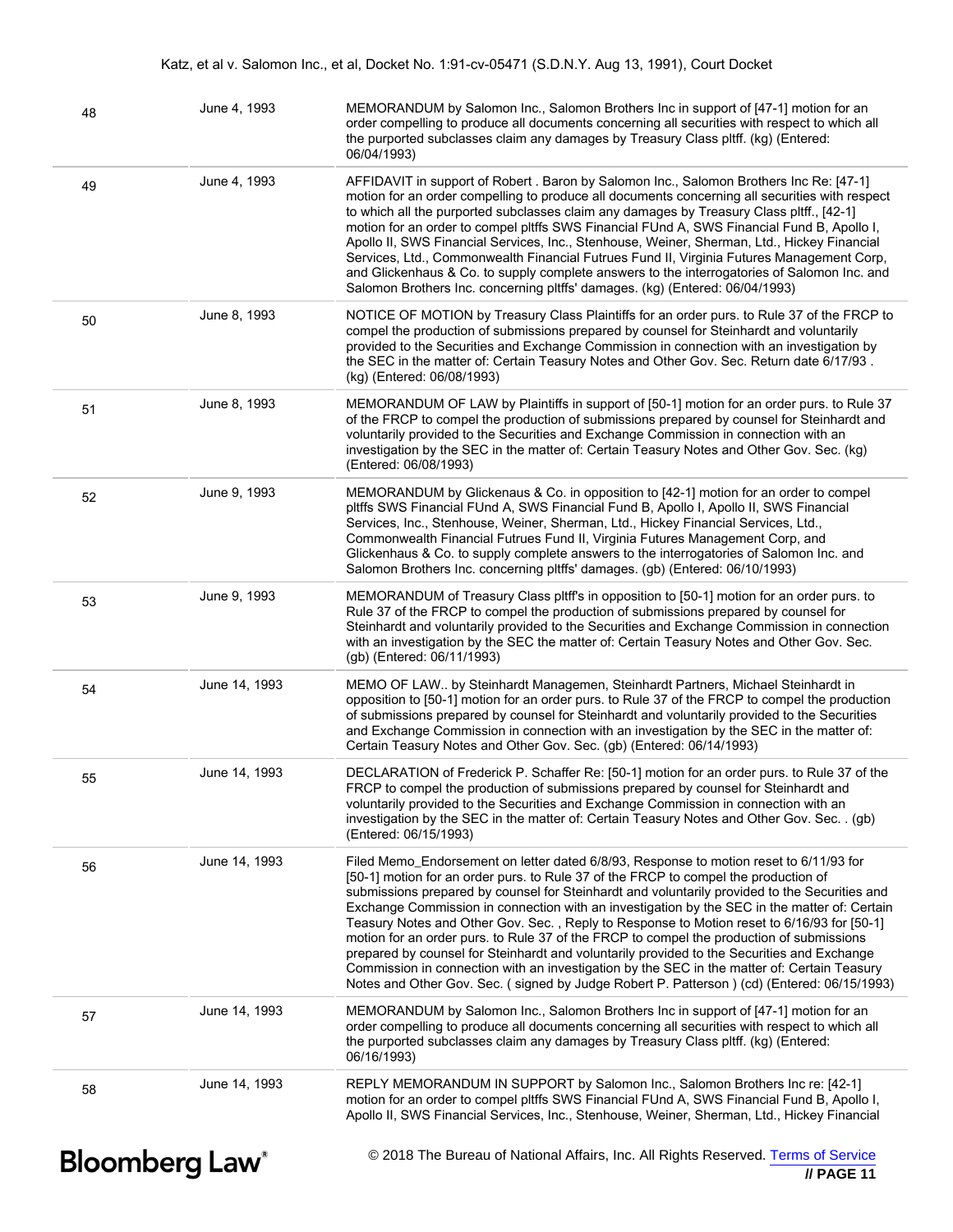| | | |
|---|---|---|
| 48 | June 4, 1993 | MEMORANDUM by Salomon Inc., Salomon Brothers Inc in support of [47-1] motion for an order compelling to produce all documents concerning all securities with respect to which all the purported subclasses claim any damages by Treasury Class pltff. (kg) (Entered: 06/04/1993) |
| 49 | June 4, 1993 | AFFIDAVIT in support of Robert . Baron by Salomon Inc., Salomon Brothers Inc Re: [47-1] motion for an order compelling to produce all documents concerning all securities with respect to which all the purported subclasses claim any damages by Treasury Class pltff., [42-1] motion for an order to compel pltffs SWS Financial FUnd A, SWS Financial Fund B, Apollo I, Apollo II, SWS Financial Services, Inc., Stenhouse, Weiner, Sherman, Ltd., Hickey Financial Services, Ltd., Commonwealth Financial Futrues Fund II, Virginia Futures Management Corp, and Glickenhaus & Co. to supply complete answers to the interrogatories of Salomon Inc. and Salomon Brothers Inc. concerning pltffs' damages. (kg) (Entered: 06/04/1993) |
| 50 | June 8, 1993 | NOTICE OF MOTION by Treasury Class Plaintiffs for an order purs. to Rule 37 of the FRCP to compel the production of submissions prepared by counsel for Steinhardt and voluntarily provided to the Securities and Exchange Commission in connection with an investigation by the SEC in the matter of: Certain Teasury Notes and Other Gov. Sec. Return date 6/17/93 . (kg) (Entered: 06/08/1993) |
| 51 | June 8, 1993 | MEMORANDUM OF LAW by Plaintiffs in support of [50-1] motion for an order purs. to Rule 37 of the FRCP to compel the production of submissions prepared by counsel for Steinhardt and voluntarily provided to the Securities and Exchange Commission in connection with an investigation by the SEC in the matter of: Certain Teasury Notes and Other Gov. Sec. (kg) (Entered: 06/08/1993) |
| 52 | June 9, 1993 | MEMORANDUM by Glickenaus & Co. in opposition to [42-1] motion for an order to compel pltffs SWS Financial FUnd A, SWS Financial Fund B, Apollo I, Apollo II, SWS Financial Services, Inc., Stenhouse, Weiner, Sherman, Ltd., Hickey Financial Services, Ltd., Commonwealth Financial Futrues Fund II, Virginia Futures Management Corp, and Glickenhaus & Co. to supply complete answers to the interrogatories of Salomon Inc. and Salomon Brothers Inc. concerning pltffs' damages. (gb) (Entered: 06/10/1993) |
| 53 | June 9, 1993 | MEMORANDUM of Treasury Class pltff's in opposition to [50-1] motion for an order purs. to Rule 37 of the FRCP to compel the production of submissions prepared by counsel for Steinhardt and voluntarily provided to the Securities and Exchange Commission in connection with an investigation by the SEC the matter of: Certain Teasury Notes and Other Gov. Sec. (gb) (Entered: 06/11/1993) |
| 54 | June 14, 1993 | MEMO OF LAW.. by Steinhardt Managemen, Steinhardt Partners, Michael Steinhardt in opposition to [50-1] motion for an order purs. to Rule 37 of the FRCP to compel the production of submissions prepared by counsel for Steinhardt and voluntarily provided to the Securities and Exchange Commission in connection with an investigation by the SEC in the matter of: Certain Teasury Notes and Other Gov. Sec. (gb) (Entered: 06/14/1993) |
| 55 | June 14, 1993 | DECLARATION of Frederick P. Schaffer Re: [50-1] motion for an order purs. to Rule 37 of the FRCP to compel the production of submissions prepared by counsel for Steinhardt and voluntarily provided to the Securities and Exchange Commission in connection with an investigation by the SEC in the matter of: Certain Teasury Notes and Other Gov. Sec. . (gb) (Entered: 06/15/1993) |
| 56 | June 14, 1993 | Filed Memo_Endorsement on letter dated 6/8/93, Response to motion reset to 6/11/93 for [50-1] motion for an order purs. to Rule 37 of the FRCP to compel the production of submissions prepared by counsel for Steinhardt and voluntarily provided to the Securities and Exchange Commission in connection with an investigation by the SEC in the matter of: Certain Teasury Notes and Other Gov. Sec. , Reply to Response to Motion reset to 6/16/93 for [50-1] motion for an order purs. to Rule 37 of the FRCP to compel the production of submissions prepared by counsel for Steinhardt and voluntarily provided to the Securities and Exchange Commission in connection with an investigation by the SEC in the matter of: Certain Teasury Notes and Other Gov. Sec. ( signed by Judge Robert P. Patterson ) (cd) (Entered: 06/15/1993) |
| 57 | June 14, 1993 | MEMORANDUM by Salomon Inc., Salomon Brothers Inc in support of [47-1] motion for an order compelling to produce all documents concerning all securities with respect to which all the purported subclasses claim any damages by Treasury Class pltff. (kg) (Entered: 06/16/1993) |
| 58 | June 14, 1993 | REPLY MEMORANDUM IN SUPPORT by Salomon Inc., Salomon Brothers Inc re: [42-1] motion for an order to compel pltffs SWS Financial FUnd A, SWS Financial Fund B, Apollo I, Apollo II, SWS Financial Services, Inc., Stenhouse, Weiner, Sherman, Ltd., Hickey Financial |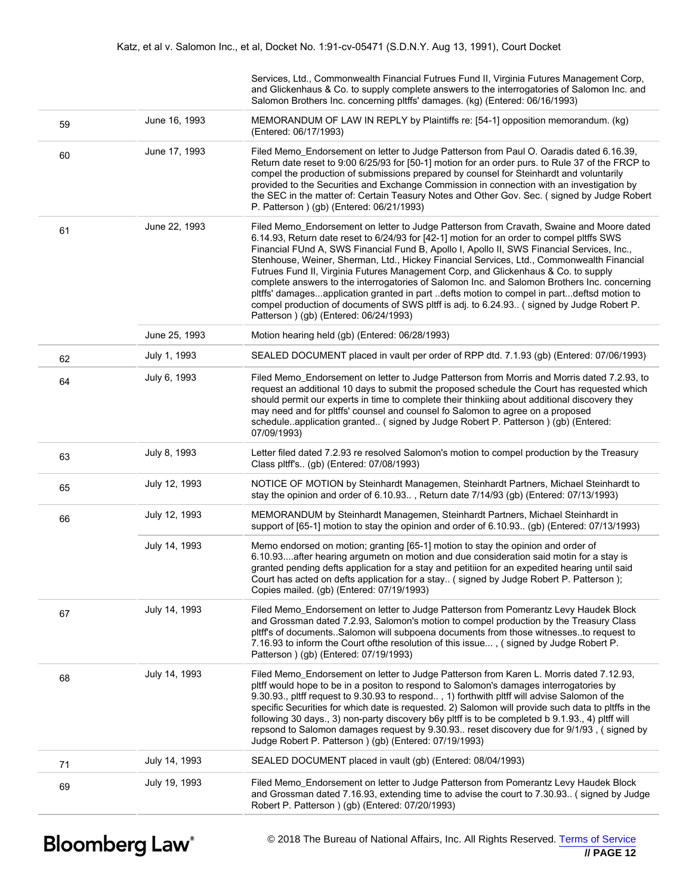| | | |
|---|---|---|
| | | Services, Ltd., Commonwealth Financial Futrues Fund II, Virginia Futures Management Corp, and Glickenhaus & Co. to supply complete answers to the interrogatories of Salomon Inc. and Salomon Brothers Inc. concerning pltffs' damages. (kg) (Entered: 06/16/1993) |
| 59 | June 16, 1993 | MEMORANDUM OF LAW IN REPLY by Plaintiffs re: [54-1] opposition memorandum. (kg) (Entered: 06/17/1993) |
| 60 | June 17, 1993 | Filed Memo_Endorsement on letter to Judge Patterson from Paul O. Oaradis dated 6.16.39, Return date reset to 9:00 6/25/93 for [50-1] motion for an order purs. to Rule 37 of the FRCP to compel the production of submissions prepared by counsel for Steinhardt and voluntarily provided to the Securities and Exchange Commission in connection with an investigation by the SEC in the matter of: Certain Teasury Notes and Other Gov. Sec. ( signed by Judge Robert P. Patterson ) (gb) (Entered: 06/21/1993) |
| 61 | June 22, 1993 | Filed Memo_Endorsement on letter to Judge Patterson from Cravath, Swaine and Moore dated 6.14.93, Return date reset to 6/24/93 for [42-1] motion for an order to compel pltffs SWS Financial FUnd A, SWS Financial Fund B, Apollo I, Apollo II, SWS Financial Services, Inc., Stenhouse, Weiner, Sherman, Ltd., Hickey Financial Services, Ltd., Commonwealth Financial Futrues Fund II, Virginia Futures Management Corp, and Glickenhaus & Co. to supply complete answers to the interrogatories of Salomon Inc. and Salomon Brothers Inc. concerning pltffs' damages...application granted in part ..defts motion to compel in part...deftsd motion to compel production of documents of SWS pltff is adj. to 6.24.93.. ( signed by Judge Robert P. Patterson ) (gb) (Entered: 06/24/1993) |
| | June 25, 1993 | Motion hearing held (gb) (Entered: 06/28/1993) |
| 62 | July 1, 1993 | SEALED DOCUMENT placed in vault per order of RPP dtd. 7.1.93 (gb) (Entered: 07/06/1993) |
| 64 | July 6, 1993 | Filed Memo_Endorsement on letter to Judge Patterson from Morris and Morris dated 7.2.93, to request an additional 10 days to submit the proposed schedule the Court has requested which should permit our experts in time to complete their thinkiing about additional discovery they may need and for pltffs' counsel and counsel fo Salomon to agree on a proposed schedule..application granted.. ( signed by Judge Robert P. Patterson ) (gb) (Entered: 07/09/1993) |
| 63 | July 8, 1993 | Letter filed dated 7.2.93 re resolved Salomon's motion to compel production by the Treasury Class pltff's.. (gb) (Entered: 07/08/1993) |
| 65 | July 12, 1993 | NOTICE OF MOTION by Steinhardt Managemen, Steinhardt Partners, Michael Steinhardt to stay the opinion and order of 6.10.93.. , Return date 7/14/93 (gb) (Entered: 07/13/1993) |
| 66 | July 12, 1993 | MEMORANDUM by Steinhardt Managemen, Steinhardt Partners, Michael Steinhardt in support of [65-1] motion to stay the opinion and order of 6.10.93.. (gb) (Entered: 07/13/1993) |
| | July 14, 1993 | Memo endorsed on motion; granting [65-1] motion to stay the opinion and order of 6.10.93....after hearing argumetn on motion and due consideration said motin for a stay is granted pending defts application for a stay and petitiion for an expedited hearing until said Court has acted on defts application for a stay.. ( signed by Judge Robert P. Patterson ); Copies mailed. (gb) (Entered: 07/19/1993) |
| 67 | July 14, 1993 | Filed Memo_Endorsement on letter to Judge Patterson from Pomerantz Levy Haudek Block and Grossman dated 7.2.93, Salomon's motion to compel production by the Treasury Class pltff's of documents..Salomon will subpoena documents from those witnesses..to request to 7.16.93 to inform the Court ofthe resolution of this issue... , ( signed by Judge Robert P. Patterson ) (gb) (Entered: 07/19/1993) |
| 68 | July 14, 1993 | Filed Memo_Endorsement on letter to Judge Patterson from Karen L. Morris dated 7.12.93, pltff would hope to be in a positon to respond to Salomon's damages interrogatories by 9.30.93., pltff request to 9.30.93 to respond.. , 1) forthwith pltff will advise Salomon of the specific Securities for which date is requested. 2) Salomon will provide such data to pltffs in the following 30 days., 3) non-party discovery b6y pltff is to be completed b 9.1.93., 4) pltff will repsond to Salomon damages request by 9.30.93.. reset discovery due for 9/1/93 , ( signed by Judge Robert P. Patterson ) (gb) (Entered: 07/19/1993) |
| 71 | July 14, 1993 | SEALED DOCUMENT placed in vault (gb) (Entered: 08/04/1993) |
| 69 | July 19, 1993 | Filed Memo_Endorsement on letter to Judge Patterson from Pomerantz Levy Haudek Block and Grossman dated 7.16.93, extending time to advise the court to 7.30.93.. ( signed by Judge Robert P. Patterson ) (gb) (Entered: 07/20/1993) |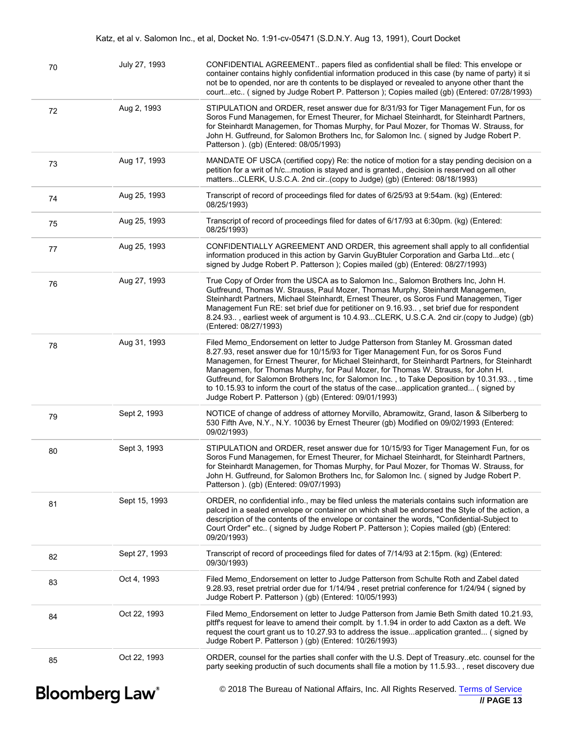| | | |
|---|---|---|
| 70 | July 27, 1993 | CONFIDENTIAL AGREEMENT.. papers filed as confidential shall be filed: This envelope or container contains highly confidential information produced in this case (by name of party) it si not be to opended, nor are th contents to be displayed or revealed to anyone other thant the court...etc.. ( signed by Judge Robert P. Patterson ); Copies mailed (gb) (Entered: 07/28/1993) |
| 72 | Aug 2, 1993 | STIPULATION and ORDER, reset answer due for 8/31/93 for Tiger Management Fun, for os Soros Fund Managemen, for Ernest Theurer, for Michael Steinhardt, for Steinhardt Partners, for Steinhardt Managemen, for Thomas Murphy, for Paul Mozer, for Thomas W. Strauss, for John H. Gutfreund, for Salomon Brothers Inc, for Salomon Inc. ( signed by Judge Robert P. Patterson ). (gb) (Entered: 08/05/1993) |
| 73 | Aug 17, 1993 | MANDATE OF USCA (certified copy) Re: the notice of motion for a stay pending decision on a petition for a writ of h/c...motion is stayed and is granted., decision is reserved on all other matters...CLERK, U.S.C.A. 2nd cir..(copy to Judge) (gb) (Entered: 08/18/1993) |
| 74 | Aug 25, 1993 | Transcript of record of proceedings filed for dates of 6/25/93 at 9:54am. (kg) (Entered: 08/25/1993) |
| 75 | Aug 25, 1993 | Transcript of record of proceedings filed for dates of 6/17/93 at 6:30pm. (kg) (Entered: 08/25/1993) |
| 77 | Aug 25, 1993 | CONFIDENTIALLY AGREEMENT AND ORDER, this agreement shall apply to all confidential information produced in this action by Garvin GuyBtuler Corporation and Garba Ltd...etc ( signed by Judge Robert P. Patterson ); Copies mailed (gb) (Entered: 08/27/1993) |
| 76 | Aug 27, 1993 | True Copy of Order from the USCA as to Salomon Inc., Salomon Brothers Inc, John H. Gutfreund, Thomas W. Strauss, Paul Mozer, Thomas Murphy, Steinhardt Managemen, Steinhardt Partners, Michael Steinhardt, Ernest Theurer, os Soros Fund Managemen, Tiger Management Fun RE: set brief due for petitioner on 9.16.93.. , set brief due for respondent 8.24.93.. , earliest week of argument is 10.4.93...CLERK, U.S.C.A. 2nd cir.(copy to Judge) (gb) (Entered: 08/27/1993) |
| 78 | Aug 31, 1993 | Filed Memo_Endorsement on letter to Judge Patterson from Stanley M. Grossman dated 8.27.93, reset answer due for 10/15/93 for Tiger Management Fun, for os Soros Fund Managemen, for Ernest Theurer, for Michael Steinhardt, for Steinhardt Partners, for Steinhardt Managemen, for Thomas Murphy, for Paul Mozer, for Thomas W. Strauss, for John H. Gutfreund, for Salomon Brothers Inc, for Salomon Inc. , to Take Deposition by 10.31.93.. , time to 10.15.93 to inform the court of the status of the case...application granted... ( signed by Judge Robert P. Patterson ) (gb) (Entered: 09/01/1993) |
| 79 | Sept 2, 1993 | NOTICE of change of address of attorney Morvillo, Abramowitz, Grand, Iason & Silberberg to 530 Fifth Ave, N.Y., N.Y. 10036 by Ernest Theurer (gb) Modified on 09/02/1993 (Entered: 09/02/1993) |
| 80 | Sept 3, 1993 | STIPULATION and ORDER, reset answer due for 10/15/93 for Tiger Management Fun, for os Soros Fund Managemen, for Ernest Theurer, for Michael Steinhardt, for Steinhardt Partners, for Steinhardt Managemen, for Thomas Murphy, for Paul Mozer, for Thomas W. Strauss, for John H. Gutfreund, for Salomon Brothers Inc, for Salomon Inc. ( signed by Judge Robert P. Patterson ). (gb) (Entered: 09/07/1993) |
| 81 | Sept 15, 1993 | ORDER, no confidential info., may be filed unless the materials contains such information are palced in a sealed envelope or container on which shall be endorsed the Style of the action, a description of the contents of the envelope or container the words, "Confidential-Subject to Court Order" etc.. ( signed by Judge Robert P. Patterson ); Copies mailed (gb) (Entered: 09/20/1993) |
| 82 | Sept 27, 1993 | Transcript of record of proceedings filed for dates of 7/14/93 at 2:15pm. (kg) (Entered: 09/30/1993) |
| 83 | Oct 4, 1993 | Filed Memo_Endorsement on letter to Judge Patterson from Schulte Roth and Zabel dated 9.28.93, reset pretrial order due for 1/14/94 , reset pretrial conference for 1/24/94 ( signed by Judge Robert P. Patterson ) (gb) (Entered: 10/05/1993) |
| 84 | Oct 22, 1993 | Filed Memo_Endorsement on letter to Judge Patterson from Jamie Beth Smith dated 10.21.93, pltff's request for leave to amend their complt. by 1.1.94 in order to add Caxton as a deft. We request the court grant us to 10.27.93 to address the issue...application granted... ( signed by Judge Robert P. Patterson ) (gb) (Entered: 10/26/1993) |
| 85 | Oct 22, 1993 | ORDER, counsel for the parties shall confer with the U.S. Dept of Treasury..etc. counsel for the party seeking productin of such documents shall file a motion by 11.5.93.. , reset discovery due |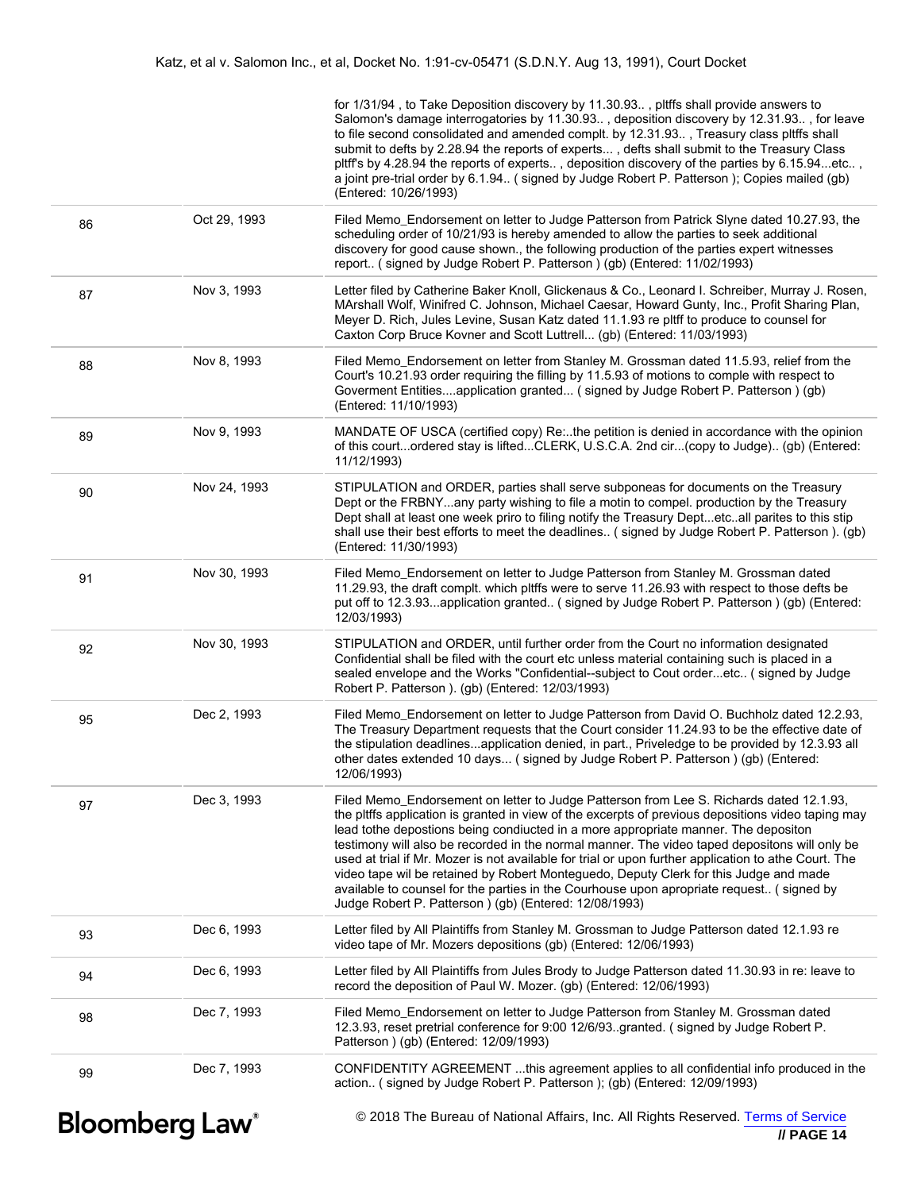| | | for 1/31/94 , to Take Deposition discovery by 11.30.93.. , pltffs shall provide answers to Salomon's damage interrogatories by 11.30.93.. , deposition discovery by 12.31.93.. , for leave to file second consolidated and amended complt. by 12.31.93.. , Treasury class pltffs shall submit to defts by 2.28.94 the reports of experts... , defts shall submit to the Treasury Class pltff's by 4.28.94 the reports of experts.. , deposition discovery of the parties by 6.15.94...etc.. , a joint pre-trial order by 6.1.94.. ( signed by Judge Robert P. Patterson ); Copies mailed (gb) (Entered: 10/26/1993) |
|---|---|---|
| 86 | Oct 29, 1993 | Filed Memo_Endorsement on letter to Judge Patterson from Patrick Slyne dated 10.27.93, the scheduling order of 10/21/93 is hereby amended to allow the parties to seek additional discovery for good cause shown., the following production of the parties expert witnesses report.. ( signed by Judge Robert P. Patterson ) (gb) (Entered: 11/02/1993) |
| 87 | Nov 3, 1993 | Letter filed by Catherine Baker Knoll, Glickenaus & Co., Leonard I. Schreiber, Murray J. Rosen, MArshall Wolf, Winifred C. Johnson, Michael Caesar, Howard Gunty, Inc., Profit Sharing Plan, Meyer D. Rich, Jules Levine, Susan Katz dated 11.1.93 re pltff to produce to counsel for Caxton Corp Bruce Kovner and Scott Luttrell... (gb) (Entered: 11/03/1993) |
| 88 | Nov 8, 1993 | Filed Memo_Endorsement on letter from Stanley M. Grossman dated 11.5.93, relief from the Court's 10.21.93 order requiring the filling by 11.5.93 of motions to comple with respect to Goverment Entities....application granted... ( signed by Judge Robert P. Patterson ) (gb) (Entered: 11/10/1993) |
| 89 | Nov 9, 1993 | MANDATE OF USCA (certified copy) Re:..the petition is denied in accordance with the opinion of this court...ordered stay is lifted...CLERK, U.S.C.A. 2nd cir...(copy to Judge).. (gb) (Entered: 11/12/1993) |
| 90 | Nov 24, 1993 | STIPULATION and ORDER, parties shall serve subponeas for documents on the Treasury Dept or the FRBNY...any party wishing to file a motin to compel. production by the Treasury Dept shall at least one week priro to filing notify the Treasury Dept...etc..all parites to this stip shall use their best efforts to meet the deadlines.. ( signed by Judge Robert P. Patterson ). (gb) (Entered: 11/30/1993) |
| 91 | Nov 30, 1993 | Filed Memo_Endorsement on letter to Judge Patterson from Stanley M. Grossman dated 11.29.93, the draft complt. which pltffs were to serve 11.26.93 with respect to those defts be put off to 12.3.93...application granted.. ( signed by Judge Robert P. Patterson ) (gb) (Entered: 12/03/1993) |
| 92 | Nov 30, 1993 | STIPULATION and ORDER, until further order from the Court no information designated Confidential shall be filed with the court etc unless material containing such is placed in a sealed envelope and the Works "Confidential--subject to Cout order...etc.. ( signed by Judge Robert P. Patterson ). (gb) (Entered: 12/03/1993) |
| 95 | Dec 2, 1993 | Filed Memo_Endorsement on letter to Judge Patterson from David O. Buchholz dated 12.2.93, The Treasury Department requests that the Court consider 11.24.93 to be the effective date of the stipulation deadlines...application denied, in part., Priveledge to be provided by 12.3.93 all other dates extended 10 days... ( signed by Judge Robert P. Patterson ) (gb) (Entered: 12/06/1993) |
| 97 | Dec 3, 1993 | Filed Memo_Endorsement on letter to Judge Patterson from Lee S. Richards dated 12.1.93, the pltffs application is granted in view of the excerpts of previous depositions video taping may lead tothe depostions being condiucted in a more appropriate manner. The depositon testimony will also be recorded in the normal manner. The video taped depositons will only be used at trial if Mr. Mozer is not available for trial or upon further application to athe Court. The video tape wil be retained by Robert Monteguedo, Deputy Clerk for this Judge and made available to counsel for the parties in the Courhouse upon apropriate request.. ( signed by Judge Robert P. Patterson ) (gb) (Entered: 12/08/1993) |
| 93 | Dec 6, 1993 | Letter filed by All Plaintiffs from Stanley M. Grossman to Judge Patterson dated 12.1.93 re video tape of Mr. Mozers depositions (gb) (Entered: 12/06/1993) |
| 94 | Dec 6, 1993 | Letter filed by All Plaintiffs from Jules Brody to Judge Patterson dated 11.30.93 in re: leave to record the deposition of Paul W. Mozer. (gb) (Entered: 12/06/1993) |
| 98 | Dec 7, 1993 | Filed Memo_Endorsement on letter to Judge Patterson from Stanley M. Grossman dated 12.3.93, reset pretrial conference for 9:00 12/6/93..granted. ( signed by Judge Robert P. Patterson ) (gb) (Entered: 12/09/1993) |
| 99 | Dec 7, 1993 | CONFIDENTITY AGREEMENT ...this agreement applies to all confidential info produced in the action.. ( signed by Judge Robert P. Patterson ); (gb) (Entered: 12/09/1993) |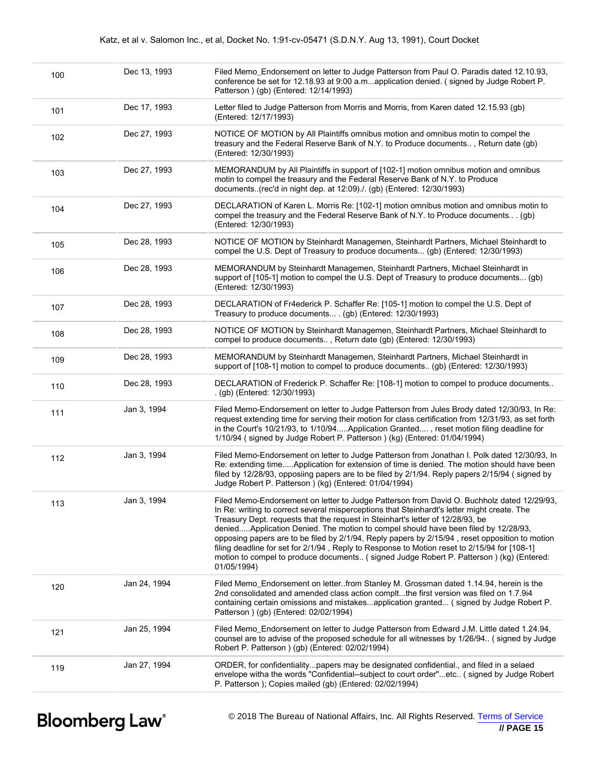| | | |
|---|---|---|
| 100 | Dec 13, 1993 | Filed Memo_Endorsement on letter to Judge Patterson from Paul O. Paradis dated 12.10.93, conference be set for 12.18.93 at 9:00 a.m...application denied. ( signed by Judge Robert P. Patterson ) (gb) (Entered: 12/14/1993) |
| 101 | Dec 17, 1993 | Letter filed to Judge Patterson from Morris and Morris, from Karen dated 12.15.93 (gb) (Entered: 12/17/1993) |
| 102 | Dec 27, 1993 | NOTICE OF MOTION by All Plaintiffs omnibus motion and omnibus motin to compel the treasury and the Federal Reserve Bank of N.Y. to Produce documents.. , Return date (gb) (Entered: 12/30/1993) |
| 103 | Dec 27, 1993 | MEMORANDUM by All Plaintiffs in support of [102-1] motion omnibus motion and omnibus motin to compel the treasury and the Federal Reserve Bank of N.Y. to Produce documents..(rec'd in night dep. at 12:09)./. (gb) (Entered: 12/30/1993) |
| 104 | Dec 27, 1993 | DECLARATION of Karen L. Morris Re: [102-1] motion omnibus motion and omnibus motin to compel the treasury and the Federal Reserve Bank of N.Y. to Produce documents.. . (gb) (Entered: 12/30/1993) |
| 105 | Dec 28, 1993 | NOTICE OF MOTION by Steinhardt Managemen, Steinhardt Partners, Michael Steinhardt to compel the U.S. Dept of Treasury to produce documents... (gb) (Entered: 12/30/1993) |
| 106 | Dec 28, 1993 | MEMORANDUM by Steinhardt Managemen, Steinhardt Partners, Michael Steinhardt in support of [105-1] motion to compel the U.S. Dept of Treasury to produce documents... (gb) (Entered: 12/30/1993) |
| 107 | Dec 28, 1993 | DECLARATION of Fr4ederick P. Schaffer Re: [105-1] motion to compel the U.S. Dept of Treasury to produce documents... . (gb) (Entered: 12/30/1993) |
| 108 | Dec 28, 1993 | NOTICE OF MOTION by Steinhardt Managemen, Steinhardt Partners, Michael Steinhardt to compel to produce documents.. , Return date (gb) (Entered: 12/30/1993) |
| 109 | Dec 28, 1993 | MEMORANDUM by Steinhardt Managemen, Steinhardt Partners, Michael Steinhardt in support of [108-1] motion to compel to produce documents.. (gb) (Entered: 12/30/1993) |
| 110 | Dec 28, 1993 | DECLARATION of Frederick P. Schaffer Re: [108-1] motion to compel to produce documents.. . (gb) (Entered: 12/30/1993) |
| 111 | Jan 3, 1994 | Filed Memo-Endorsement on letter to Judge Patterson from Jules Brody dated 12/30/93, In Re: request extending time for serving their motion for class certification from 12/31/93, as set forth in the Court's 10/21/93, to 1/10/94.....Application Granted.... , reset motion filing deadline for 1/10/94 ( signed by Judge Robert P. Patterson ) (kg) (Entered: 01/04/1994) |
| 112 | Jan 3, 1994 | Filed Memo-Endorsement on letter to Judge Patterson from Jonathan I. Polk dated 12/30/93, In Re: extending time.....Application for extension of time is denied. The motion should have been filed by 12/28/93, opposiing papers are to be filed by 2/1/94. Reply papers 2/15/94 ( signed by Judge Robert P. Patterson ) (kg) (Entered: 01/04/1994) |
| 113 | Jan 3, 1994 | Filed Memo-Endorsement on letter to Judge Patterson from David O. Buchholz dated 12/29/93, In Re: writing to correct several misperceptions that Steinhardt's letter might create. The Treasury Dept. requests that the request in Steinhart's letter of 12/28/93, be denied.....Application Denied. The motion to compel should have been filed by 12/28/93, opposing papers are to be filed by 2/1/94, Reply papers by 2/15/94 , reset opposition to motion filing deadline for set for 2/1/94 , Reply to Response to Motion reset to 2/15/94 for [108-1] motion to compel to produce documents.. ( signed Judge Robert P. Patterson ) (kg) (Entered: 01/05/1994) |
| 120 | Jan 24, 1994 | Filed Memo_Endorsement on letter..from Stanley M. Grossman dated 1.14.94, herein is the 2nd consolidated and amended class action complt...the first version was filed on 1.7.9i4 containing certain omissions and mistakes...application granted... ( signed by Judge Robert P. Patterson ) (gb) (Entered: 02/02/1994) |
| 121 | Jan 25, 1994 | Filed Memo_Endorsement on letter to Judge Patterson from Edward J.M. Little dated 1.24.94, counsel are to advise of the proposed schedule for all witnesses by 1/26/94.. ( signed by Judge Robert P. Patterson ) (gb) (Entered: 02/02/1994) |
| 119 | Jan 27, 1994 | ORDER, for confidentiality...papers may be designated confidential., and filed in a selaed envelope witha the words "Confidential--subject to court order"...etc.. ( signed by Judge Robert P. Patterson ); Copies mailed (gb) (Entered: 02/02/1994) |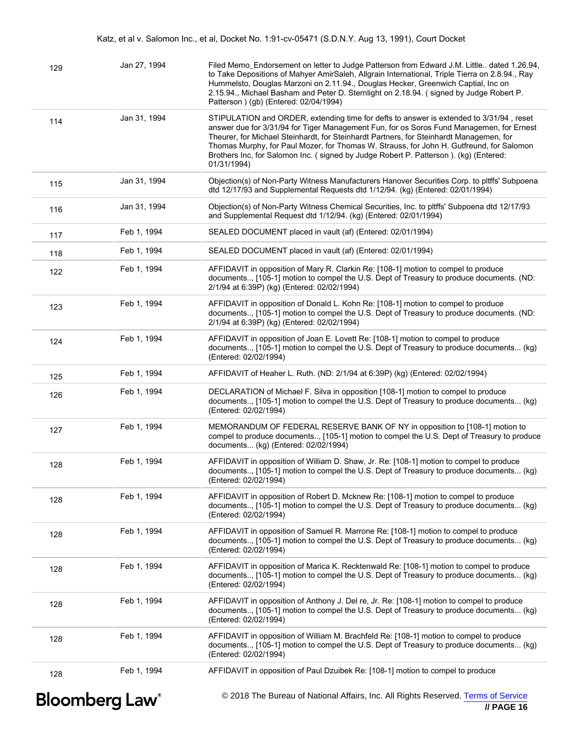| | | |
|---|---|---|
| 129 | Jan 27, 1994 | Filed Memo_Endorsement on letter to Judge Patterson from Edward J.M. Little.. dated 1.26.94, to Take Depositions of Mahyer AmirSaleh, Allgrain International, Triple Tierra on 2.8.94., Ray Hummelsto, Douglas Marzoni on 2.11.94., Douglas Hecker, Greenwich Captial, Inc on 2.15.94., Michael Basham and Peter D. Sternlight on 2.18.94. ( signed by Judge Robert P. Patterson ) (gb) (Entered: 02/04/1994) |
| 114 | Jan 31, 1994 | STIPULATION and ORDER, extending time for defts to answer is extended to 3/31/94 , reset answer due for 3/31/94 for Tiger Management Fun, for os Soros Fund Managemen, for Ernest Theurer, for Michael Steinhardt, for Steinhardt Partners, for Steinhardt Managemen, for Thomas Murphy, for Paul Mozer, for Thomas W. Strauss, for John H. Gutfreund, for Salomon Brothers Inc, for Salomon Inc. ( signed by Judge Robert P. Patterson ). (kg) (Entered: 01/31/1994) |
| 115 | Jan 31, 1994 | Objection(s) of Non-Party Witness Manufacturers Hanover Securities Corp. to pltffs' Subpoena dtd 12/17/93 and Supplemental Requests dtd 1/12/94. (kg) (Entered: 02/01/1994) |
| 116 | Jan 31, 1994 | Objection(s) of Non-Party Witness Chemical Securities, Inc. to pltffs' Subpoena dtd 12/17/93 and Supplemental Request dtd 1/12/94. (kg) (Entered: 02/01/1994) |
| 117 | Feb 1, 1994 | SEALED DOCUMENT placed in vault (af) (Entered: 02/01/1994) |
| 118 | Feb 1, 1994 | SEALED DOCUMENT placed in vault (af) (Entered: 02/01/1994) |
| 122 | Feb 1, 1994 | AFFIDAVIT in opposition of Mary R. Clarkin Re: [108-1] motion to compel to produce documents.., [105-1] motion to compel the U.S. Dept of Treasury to produce documents. (ND: 2/1/94 at 6:39P) (kg) (Entered: 02/02/1994) |
| 123 | Feb 1, 1994 | AFFIDAVIT in opposition of Donald L. Kohn Re: [108-1] motion to compel to produce documents.., [105-1] motion to compel the U.S. Dept of Treasury to produce documents. (ND: 2/1/94 at 6:39P) (kg) (Entered: 02/02/1994) |
| 124 | Feb 1, 1994 | AFFIDAVIT in opposition of Joan E. Lovett Re: [108-1] motion to compel to produce documents.., [105-1] motion to compel the U.S. Dept of Treasury to produce documents... (kg) (Entered: 02/02/1994) |
| 125 | Feb 1, 1994 | AFFIDAVIT of Heaher L. Ruth. (ND: 2/1/94 at 6:39P) (kg) (Entered: 02/02/1994) |
| 126 | Feb 1, 1994 | DECLARATION of Michael F. Silva in opposition [108-1] motion to compel to produce documents.., [105-1] motion to compel the U.S. Dept of Treasury to produce documents... (kg) (Entered: 02/02/1994) |
| 127 | Feb 1, 1994 | MEMORANDUM OF FEDERAL RESERVE BANK OF NY in opposition to [108-1] motion to compel to produce documents.., [105-1] motion to compel the U.S. Dept of Treasury to produce documents... (kg) (Entered: 02/02/1994) |
| 128 | Feb 1, 1994 | AFFIDAVIT in opposition of William D. Shaw, Jr. Re: [108-1] motion to compel to produce documents.., [105-1] motion to compel the U.S. Dept of Treasury to produce documents... (kg) (Entered: 02/02/1994) |
| 128 | Feb 1, 1994 | AFFIDAVIT in opposition of Robert D. Mcknew Re: [108-1] motion to compel to produce documents.., [105-1] motion to compel the U.S. Dept of Treasury to produce documents... (kg) (Entered: 02/02/1994) |
| 128 | Feb 1, 1994 | AFFIDAVIT in opposition of Samuel R. Marrone Re: [108-1] motion to compel to produce documents.., [105-1] motion to compel the U.S. Dept of Treasury to produce documents... (kg) (Entered: 02/02/1994) |
| 128 | Feb 1, 1994 | AFFIDAVIT in opposition of Marica K. Recktenwald Re: [108-1] motion to compel to produce documents.., [105-1] motion to compel the U.S. Dept of Treasury to produce documents... (kg) (Entered: 02/02/1994) |
| 128 | Feb 1, 1994 | AFFIDAVIT in opposition of Anthony J. Del re, Jr. Re: [108-1] motion to compel to produce documents.., [105-1] motion to compel the U.S. Dept of Treasury to produce documents... (kg) (Entered: 02/02/1994) |
| 128 | Feb 1, 1994 | AFFIDAVIT in opposition of William M. Brachfeld Re: [108-1] motion to compel to produce documents.., [105-1] motion to compel the U.S. Dept of Treasury to produce documents... (kg) (Entered: 02/02/1994) |
| 128 | Feb 1, 1994 | AFFIDAVIT in opposition of Paul Dzuibek Re: [108-1] motion to compel to produce |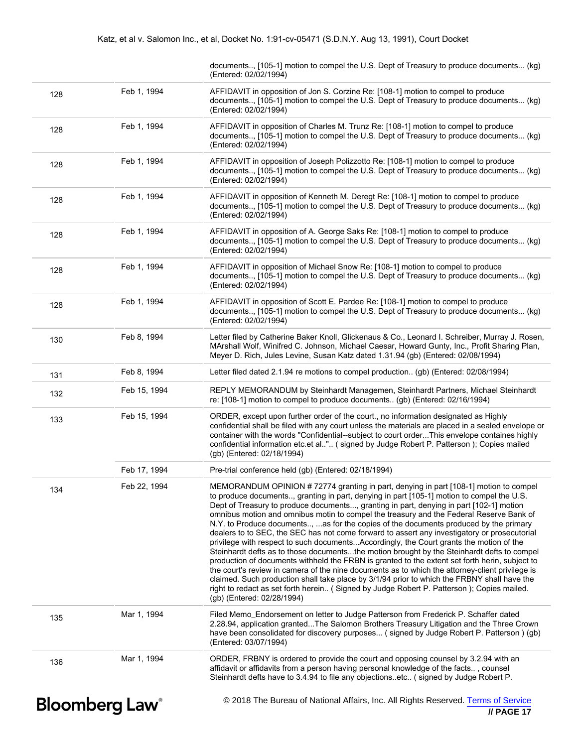| | | documents.., [105-1] motion to compel the U.S. Dept of Treasury to produce documents... (kg) (Entered: 02/02/1994) |
|---|---|---|
| 128 | Feb 1, 1994 | AFFIDAVIT in opposition of Jon S. Corzine Re: [108-1] motion to compel to produce documents.., [105-1] motion to compel the U.S. Dept of Treasury to produce documents... (kg) (Entered: 02/02/1994) |
| 128 | Feb 1, 1994 | AFFIDAVIT in opposition of Charles M. Trunz Re: [108-1] motion to compel to produce documents.., [105-1] motion to compel the U.S. Dept of Treasury to produce documents... (kg) (Entered: 02/02/1994) |
| 128 | Feb 1, 1994 | AFFIDAVIT in opposition of Joseph Polizzotto Re: [108-1] motion to compel to produce documents.., [105-1] motion to compel the U.S. Dept of Treasury to produce documents... (kg) (Entered: 02/02/1994) |
| 128 | Feb 1, 1994 | AFFIDAVIT in opposition of Kenneth M. Deregt Re: [108-1] motion to compel to produce documents.., [105-1] motion to compel the U.S. Dept of Treasury to produce documents... (kg) (Entered: 02/02/1994) |
| 128 | Feb 1, 1994 | AFFIDAVIT in opposition of A. George Saks Re: [108-1] motion to compel to produce documents.., [105-1] motion to compel the U.S. Dept of Treasury to produce documents... (kg) (Entered: 02/02/1994) |
| 128 | Feb 1, 1994 | AFFIDAVIT in opposition of Michael Snow Re: [108-1] motion to compel to produce documents.., [105-1] motion to compel the U.S. Dept of Treasury to produce documents... (kg) (Entered: 02/02/1994) |
| 128 | Feb 1, 1994 | AFFIDAVIT in opposition of Scott E. Pardee Re: [108-1] motion to compel to produce documents.., [105-1] motion to compel the U.S. Dept of Treasury to produce documents... (kg) (Entered: 02/02/1994) |
| 130 | Feb 8, 1994 | Letter filed by Catherine Baker Knoll, Glickenaus & Co., Leonard I. Schreiber, Murray J. Rosen, MArshall Wolf, Winifred C. Johnson, Michael Caesar, Howard Gunty, Inc., Profit Sharing Plan, Meyer D. Rich, Jules Levine, Susan Katz dated 1.31.94 (gb) (Entered: 02/08/1994) |
| 131 | Feb 8, 1994 | Letter filed dated 2.1.94 re motions to compel production.. (gb) (Entered: 02/08/1994) |
| 132 | Feb 15, 1994 | REPLY MEMORANDUM by Steinhardt Managemen, Steinhardt Partners, Michael Steinhardt re: [108-1] motion to compel to produce documents.. (gb) (Entered: 02/16/1994) |
| 133 | Feb 15, 1994 | ORDER, except upon further order of the court., no information designated as Highly confidential shall be filed with any court unless the materials are placed in a sealed envelope or container with the words "Confidential--subject to court order...This envelope containes highly confidential information etc.et al..".. ( signed by Judge Robert P. Patterson ); Copies mailed (gb) (Entered: 02/18/1994) |
| | Feb 17, 1994 | Pre-trial conference held (gb) (Entered: 02/18/1994) |
| 134 | Feb 22, 1994 | MEMORANDUM OPINION # 72774 granting in part, denying in part [108-1] motion to compel to produce documents.., granting in part, denying in part [105-1] motion to compel the U.S. Dept of Treasury to produce documents..., granting in part, denying in part [102-1] motion omnibus motion and omnibus motin to compel the treasury and the Federal Reserve Bank of N.Y. to Produce documents.., ...as for the copies of the documents produced by the primary dealers to to SEC, the SEC has not come forward to assert any investigatory or prosecutorial privilege with respect to such documents...Accordingly, the Court grants the motion of the Steinhardt defts as to those documents...the motion brought by the Steinhardt defts to compel production of documents withheld the FRBN is granted to the extent set forth herin, subject to the court's review in camera of the nine documents as to which the attorney-client privilege is claimed. Such production shall take place by 3/1/94 prior to which the FRBNY shall have the right to redact as set forth herein.. ( Signed by Judge Robert P. Patterson ); Copies mailed. (gb) (Entered: 02/28/1994) |
| 135 | Mar 1, 1994 | Filed Memo_Endorsement on letter to Judge Patterson from Frederick P. Schaffer dated 2.28.94, application granted...The Salomon Brothers Treasury Litigation and the Three Crown have been consolidated for discovery purposes... ( signed by Judge Robert P. Patterson ) (gb) (Entered: 03/07/1994) |
| 136 | Mar 1, 1994 | ORDER, FRBNY is ordered to provide the court and opposing counsel by 3.2.94 with an affidavit or affidavits from a person having personal knowledge of the facts.. , counsel Steinhardt defts have to 3.4.94 to file any objections..etc.. ( signed by Judge Robert P. |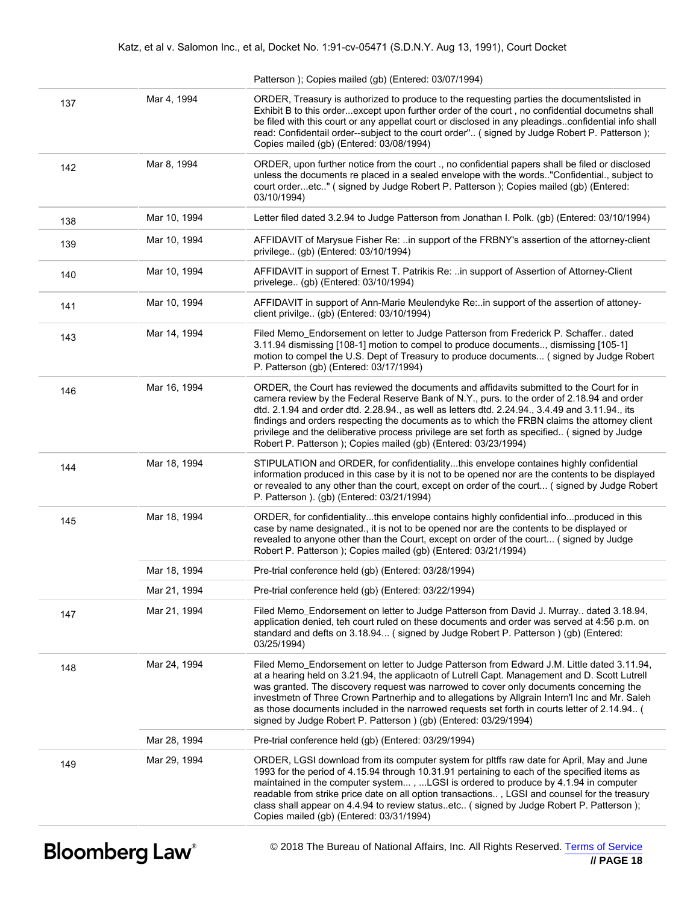| | | |
|---|---|---|
| | | Patterson ); Copies mailed (gb) (Entered: 03/07/1994) |
| 137 | Mar 4, 1994 | ORDER, Treasury is authorized to produce to the requesting parties the documentslisted in Exhibit B to this order...except upon further order of the court , no confidential documetns shall be filed with this court or any appellat court or disclosed in any pleadings..confidential info shall read: Confidentail order--subject to the court order".. ( signed by Judge Robert P. Patterson ); Copies mailed (gb) (Entered: 03/08/1994) |
| 142 | Mar 8, 1994 | ORDER, upon further notice from the court ., no confidential papers shall be filed or disclosed unless the documents re placed in a sealed envelope with the words.."Confidential., subject to court order...etc.." ( signed by Judge Robert P. Patterson ); Copies mailed (gb) (Entered: 03/10/1994) |
| 138 | Mar 10, 1994 | Letter filed dated 3.2.94 to Judge Patterson from Jonathan I. Polk. (gb) (Entered: 03/10/1994) |
| 139 | Mar 10, 1994 | AFFIDAVIT of Marysue Fisher Re: ..in support of the FRBNY's assertion of the attorney-client privilege.. (gb) (Entered: 03/10/1994) |
| 140 | Mar 10, 1994 | AFFIDAVIT in support of Ernest T. Patrikis Re: ..in support of Assertion of Attorney-Client privelege.. (gb) (Entered: 03/10/1994) |
| 141 | Mar 10, 1994 | AFFIDAVIT in support of Ann-Marie Meulendyke Re:..in support of the assertion of attoney-client privilge.. (gb) (Entered: 03/10/1994) |
| 143 | Mar 14, 1994 | Filed Memo_Endorsement on letter to Judge Patterson from Frederick P. Schaffer.. dated 3.11.94 dismissing [108-1] motion to compel to produce documents.., dismissing [105-1] motion to compel the U.S. Dept of Treasury to produce documents... ( signed by Judge Robert P. Patterson (gb) (Entered: 03/17/1994) |
| 146 | Mar 16, 1994 | ORDER, the Court has reviewed the documents and affidavits submitted to the Court for in camera review by the Federal Reserve Bank of N.Y., purs. to the order of 2.18.94 and order dtd. 2.1.94 and order dtd. 2.28.94., as well as letters dtd. 2.24.94., 3.4.49 and 3.11.94., its findings and orders respecting the documents as to which the FRBN claims the attorney client privilege and the deliberative process privilege are set forth as specified.. ( signed by Judge Robert P. Patterson ); Copies mailed (gb) (Entered: 03/23/1994) |
| 144 | Mar 18, 1994 | STIPULATION and ORDER, for confidentiality...this envelope containes highly confidential information produced in this case by it is not to be opened nor are the contents to be displayed or revealed to any other than the court, except on order of the court... ( signed by Judge Robert P. Patterson ). (gb) (Entered: 03/21/1994) |
| 145 | Mar 18, 1994 | ORDER, for confidentiality...this envelope contains highly confidential info...produced in this case by name designated., it is not to be opened nor are the contents to be displayed or revealed to anyone other than the Court, except on order of the court... ( signed by Judge Robert P. Patterson ); Copies mailed (gb) (Entered: 03/21/1994) |
| | Mar 18, 1994 | Pre-trial conference held (gb) (Entered: 03/28/1994) |
| | Mar 21, 1994 | Pre-trial conference held (gb) (Entered: 03/22/1994) |
| 147 | Mar 21, 1994 | Filed Memo_Endorsement on letter to Judge Patterson from David J. Murray.. dated 3.18.94, application denied, teh court ruled on these documents and order was served at 4:56 p.m. on standard and defts on 3.18.94... ( signed by Judge Robert P. Patterson ) (gb) (Entered: 03/25/1994) |
| 148 | Mar 24, 1994 | Filed Memo_Endorsement on letter to Judge Patterson from Edward J.M. Little dated 3.11.94, at a hearing held on 3.21.94, the applicaotn of Lutrell Capt. Management and D. Scott Lutrell was granted. The discovery request was narrowed to cover only documents concerning the investmetn of Three Crown Partnerhip and to allegations by Allgrain Intern'l Inc and Mr. Saleh as those documents included in the narrowed requests set forth in courts letter of 2.14.94.. ( signed by Judge Robert P. Patterson ) (gb) (Entered: 03/29/1994) |
| | Mar 28, 1994 | Pre-trial conference held (gb) (Entered: 03/29/1994) |
| 149 | Mar 29, 1994 | ORDER, LGSI download from its computer system for pltffs raw date for April, May and June 1993 for the period of 4.15.94 through 10.31.91 pertaining to each of the specified items as maintained in the computer system... , ...LGSI is ordered to produce by 4.1.94 in computer readable from strike price date on all option transactions.. , LGSI and counsel for the treasury class shall appear on 4.4.94 to review status..etc.. ( signed by Judge Robert P. Patterson ); Copies mailed (gb) (Entered: 03/31/1994) |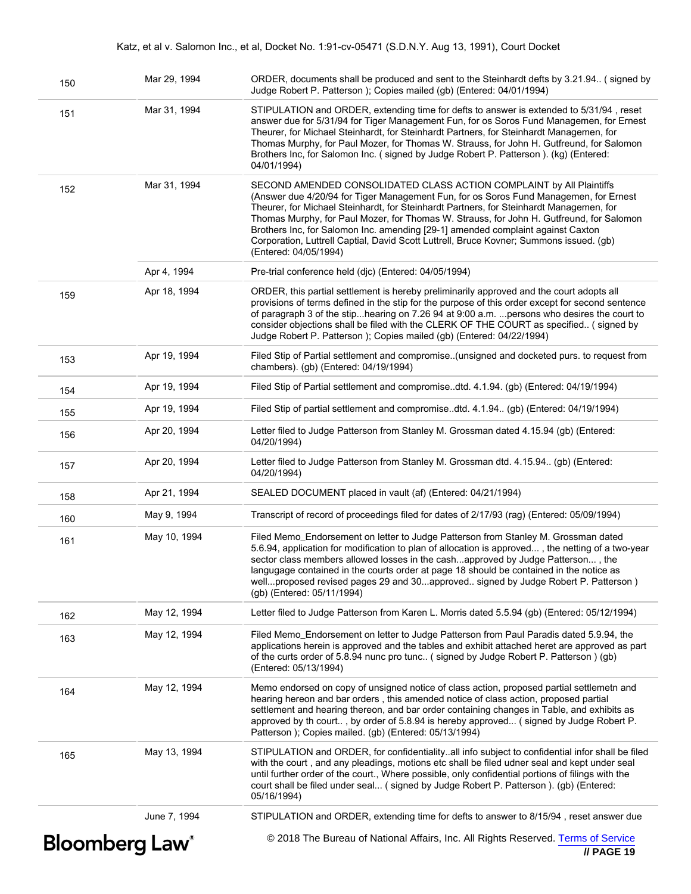| | | |
|---|---|---|
| 150 | Mar 29, 1994 | ORDER, documents shall be produced and sent to the Steinhardt defts by 3.21.94.. ( signed by Judge Robert P. Patterson ); Copies mailed (gb) (Entered: 04/01/1994) |
| 151 | Mar 31, 1994 | STIPULATION and ORDER, extending time for defts to answer is extended to 5/31/94 , reset answer due for 5/31/94 for Tiger Management Fun, for os Soros Fund Managemen, for Ernest Theurer, for Michael Steinhardt, for Steinhardt Partners, for Steinhardt Managemen, for Thomas Murphy, for Paul Mozer, for Thomas W. Strauss, for John H. Gutfreund, for Salomon Brothers Inc, for Salomon Inc. ( signed by Judge Robert P. Patterson ). (kg) (Entered: 04/01/1994) |
| 152 | Mar 31, 1994 | SECOND AMENDED CONSOLIDATED CLASS ACTION COMPLAINT by All Plaintiffs (Answer due 4/20/94 for Tiger Management Fun, for os Soros Fund Managemen, for Ernest Theurer, for Michael Steinhardt, for Steinhardt Partners, for Steinhardt Managemen, for Thomas Murphy, for Paul Mozer, for Thomas W. Strauss, for John H. Gutfreund, for Salomon Brothers Inc, for Salomon Inc. amending [29-1] amended complaint against Caxton Corporation, Luttrell Captial, David Scott Luttrell, Bruce Kovner; Summons issued. (gb) (Entered: 04/05/1994) |
| | Apr 4, 1994 | Pre-trial conference held (djc) (Entered: 04/05/1994) |
| 159 | Apr 18, 1994 | ORDER, this partial settlement is hereby preliminarily approved and the court adopts all provisions of terms defined in the stip for the purpose of this order except for second sentence of paragraph 3 of the stip...hearing on 7.26 94 at 9:00 a.m. ...persons who desires the court to consider objections shall be filed with the CLERK OF THE COURT as specified.. ( signed by Judge Robert P. Patterson ); Copies mailed (gb) (Entered: 04/22/1994) |
| 153 | Apr 19, 1994 | Filed Stip of Partial settlement and compromise..(unsigned and docketed purs. to request from chambers). (gb) (Entered: 04/19/1994) |
| 154 | Apr 19, 1994 | Filed Stip of Partial settlement and compromise..dtd. 4.1.94. (gb) (Entered: 04/19/1994) |
| 155 | Apr 19, 1994 | Filed Stip of partial settlement and compromise..dtd. 4.1.94.. (gb) (Entered: 04/19/1994) |
| 156 | Apr 20, 1994 | Letter filed to Judge Patterson from Stanley M. Grossman dated 4.15.94 (gb) (Entered: 04/20/1994) |
| 157 | Apr 20, 1994 | Letter filed to Judge Patterson from Stanley M. Grossman dtd. 4.15.94.. (gb) (Entered: 04/20/1994) |
| 158 | Apr 21, 1994 | SEALED DOCUMENT placed in vault (af) (Entered: 04/21/1994) |
| 160 | May 9, 1994 | Transcript of record of proceedings filed for dates of 2/17/93 (rag) (Entered: 05/09/1994) |
| 161 | May 10, 1994 | Filed Memo_Endorsement on letter to Judge Patterson from Stanley M. Grossman dated 5.6.94, application for modification to plan of allocation is approved... , the netting of a two-year sector class members allowed losses in the cash...approved by Judge Patterson... , the langugage contained in the courts order at page 18 should be contained in the notice as well...proposed revised pages 29 and 30...approved.. signed by Judge Robert P. Patterson ) (gb) (Entered: 05/11/1994) |
| 162 | May 12, 1994 | Letter filed to Judge Patterson from Karen L. Morris dated 5.5.94 (gb) (Entered: 05/12/1994) |
| 163 | May 12, 1994 | Filed Memo_Endorsement on letter to Judge Patterson from Paul Paradis dated 5.9.94, the applications herein is approved and the tables and exhibit attached heret are approved as part of the curts order of 5.8.94 nunc pro tunc.. ( signed by Judge Robert P. Patterson ) (gb) (Entered: 05/13/1994) |
| 164 | May 12, 1994 | Memo endorsed on copy of unsigned notice of class action, proposed partial settlemetn and hearing hereon and bar orders , this amended notice of class action, proposed partial settlement and hearing thereon, and bar order containing changes in Table, and exhibits as approved by th court.. , by order of 5.8.94 is hereby approved... ( signed by Judge Robert P. Patterson ); Copies mailed. (gb) (Entered: 05/13/1994) |
| 165 | May 13, 1994 | STIPULATION and ORDER, for confidentiality..all info subject to confidential infor shall be filed with the court , and any pleadings, motions etc shall be filed udner seal and kept under seal until further order of the court., Where possible, only confidential portions of filings with the court shall be filed under seal... ( signed by Judge Robert P. Patterson ). (gb) (Entered: 05/16/1994) |
| | June 7, 1994 | STIPULATION and ORDER, extending time for defts to answer to 8/15/94 , reset answer due |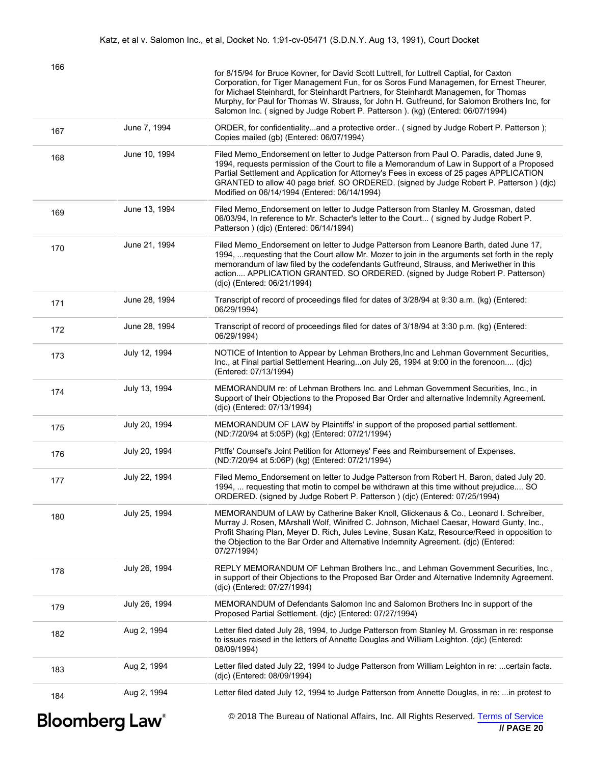| | | |
|---|---|---|
| 166 | | for 8/15/94 for Bruce Kovner, for David Scott Luttrell, for Luttrell Captial, for Caxton Corporation, for Tiger Management Fun, for os Soros Fund Managemen, for Ernest Theurer, for Michael Steinhardt, for Steinhardt Partners, for Steinhardt Managemen, for Thomas Murphy, for Paul for Thomas W. Strauss, for John H. Gutfreund, for Salomon Brothers Inc, for Salomon Inc. ( signed by Judge Robert P. Patterson ). (kg) (Entered: 06/07/1994) |
| 167 | June 7, 1994 | ORDER, for confidentiality...and a protective order.. ( signed by Judge Robert P. Patterson ); Copies mailed (gb) (Entered: 06/07/1994) |
| 168 | June 10, 1994 | Filed Memo_Endorsement on letter to Judge Patterson from Paul O. Paradis, dated June 9, 1994, requests permission of the Court to file a Memorandum of Law in Support of a Proposed Partial Settlement and Application for Attorney's Fees in excess of 25 pages APPLICATION GRANTED to allow 40 page brief. SO ORDERED. (signed by Judge Robert P. Patterson ) (djc) Modified on 06/14/1994 (Entered: 06/14/1994) |
| 169 | June 13, 1994 | Filed Memo_Endorsement on letter to Judge Patterson from Stanley M. Grossman, dated 06/03/94, In reference to Mr. Schacter's letter to the Court... ( signed by Judge Robert P. Patterson ) (djc) (Entered: 06/14/1994) |
| 170 | June 21, 1994 | Filed Memo_Endorsement on letter to Judge Patterson from Leanore Barth, dated June 17, 1994, ...requesting that the Court allow Mr. Mozer to join in the arguments set forth in the reply memorandum of law filed by the codefendants Gutfreund, Strauss, and Meriwether in this action.... APPLICATION GRANTED. SO ORDERED. (signed by Judge Robert P. Patterson) (djc) (Entered: 06/21/1994) |
| 171 | June 28, 1994 | Transcript of record of proceedings filed for dates of 3/28/94 at 9:30 a.m. (kg) (Entered: 06/29/1994) |
| 172 | June 28, 1994 | Transcript of record of proceedings filed for dates of 3/18/94 at 3:30 p.m. (kg) (Entered: 06/29/1994) |
| 173 | July 12, 1994 | NOTICE of Intention to Appear by Lehman Brothers,Inc and Lehman Government Securities, Inc., at Final partial Settlement Hearing...on July 26, 1994 at 9:00 in the forenoon.... (djc) (Entered: 07/13/1994) |
| 174 | July 13, 1994 | MEMORANDUM re: of Lehman Brothers Inc. and Lehman Government Securities, Inc., in Support of their Objections to the Proposed Bar Order and alternative Indemnity Agreement. (djc) (Entered: 07/13/1994) |
| 175 | July 20, 1994 | MEMORANDUM OF LAW by Plaintiffs' in support of the proposed partial settlement. (ND:7/20/94 at 5:05P) (kg) (Entered: 07/21/1994) |
| 176 | July 20, 1994 | Pltffs' Counsel's Joint Petition for Attorneys' Fees and Reimbursement of Expenses. (ND:7/20/94 at 5:06P) (kg) (Entered: 07/21/1994) |
| 177 | July 22, 1994 | Filed Memo_Endorsement on letter to Judge Patterson from Robert H. Baron, dated July 20. 1994, ... requesting that motin to compel be withdrawn at this time without prejudice.... SO ORDERED. (signed by Judge Robert P. Patterson ) (djc) (Entered: 07/25/1994) |
| 180 | July 25, 1994 | MEMORANDUM of LAW by Catherine Baker Knoll, Glickenaus & Co., Leonard I. Schreiber, Murray J. Rosen, MArshall Wolf, Winifred C. Johnson, Michael Caesar, Howard Gunty, Inc., Profit Sharing Plan, Meyer D. Rich, Jules Levine, Susan Katz, Resource/Reed in opposition to the Objection to the Bar Order and Alternative Indemnity Agreement. (djc) (Entered: 07/27/1994) |
| 178 | July 26, 1994 | REPLY MEMORANDUM OF Lehman Brothers Inc., and Lehman Government Securities, Inc., in support of their Objections to the Proposed Bar Order and Alternative Indemnity Agreement. (djc) (Entered: 07/27/1994) |
| 179 | July 26, 1994 | MEMORANDUM of Defendants Salomon Inc and Salomon Brothers Inc in support of the Proposed Partial Settlement. (djc) (Entered: 07/27/1994) |
| 182 | Aug 2, 1994 | Letter filed dated July 28, 1994, to Judge Patterson from Stanley M. Grossman in re: response to issues raised in the letters of Annette Douglas and William Leighton. (djc) (Entered: 08/09/1994) |
| 183 | Aug 2, 1994 | Letter filed dated July 22, 1994 to Judge Patterson from William Leighton in re: ...certain facts. (djc) (Entered: 08/09/1994) |
| 184 | Aug 2, 1994 | Letter filed dated July 12, 1994 to Judge Patterson from Annette Douglas, in re: ...in protest to |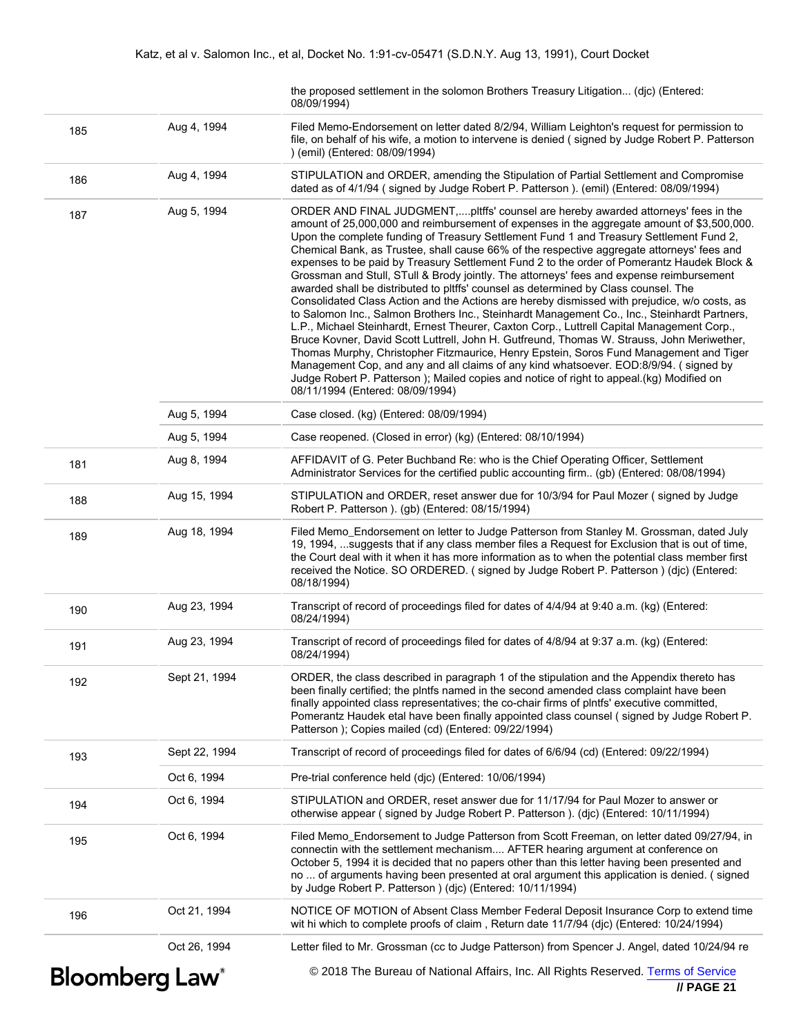| | | the proposed settlement in the solomon Brothers Treasury Litigation... (djc) (Entered: 08/09/1994) |
|---|---|---|
| 185 | Aug 4, 1994 | Filed Memo-Endorsement on letter dated 8/2/94, William Leighton's request for permission to file, on behalf of his wife, a motion to intervene is denied ( signed by Judge Robert P. Patterson ) (emil) (Entered: 08/09/1994) |
| 186 | Aug 4, 1994 | STIPULATION and ORDER, amending the Stipulation of Partial Settlement and Compromise dated as of 4/1/94 ( signed by Judge Robert P. Patterson ). (emil) (Entered: 08/09/1994) |
| 187 | Aug 5, 1994 | ORDER AND FINAL JUDGMENT,....pltffs' counsel are hereby awarded attorneys' fees in the amount of 25,000,000 and reimbursement of expenses in the aggregate amount of $3,500,000. Upon the complete funding of Treasury Settlement Fund 1 and Treasury Settlement Fund 2, Chemical Bank, as Trustee, shall cause 66% of the respective aggregate attorneys' fees and expenses to be paid by Treasury Settlement Fund 2 to the order of Pomerantz Haudek Block & Grossman and Stull, STull & Brody jointly. The attorneys' fees and expense reimbursement awarded shall be distributed to pltffs' counsel as determined by Class counsel. The Consolidated Class Action and the Actions are hereby dismissed with prejudice, w/o costs, as to Salomon Inc., Salmon Brothers Inc., Steinhardt Management Co., Inc., Steinhardt Partners, L.P., Michael Steinhardt, Ernest Theurer, Caxton Corp., Luttrell Capital Management Corp., Bruce Kovner, David Scott Luttrell, John H. Gutfreund, Thomas W. Strauss, John Meriwether, Thomas Murphy, Christopher Fitzmaurice, Henry Epstein, Soros Fund Management and Tiger Management Cop, and any and all claims of any kind whatsoever. EOD:8/9/94. ( signed by Judge Robert P. Patterson ); Mailed copies and notice of right to appeal.(kg) Modified on 08/11/1994 (Entered: 08/09/1994) |
| | Aug 5, 1994 | Case closed. (kg) (Entered: 08/09/1994) |
| | Aug 5, 1994 | Case reopened. (Closed in error) (kg) (Entered: 08/10/1994) |
| 181 | Aug 8, 1994 | AFFIDAVIT of G. Peter Buchband Re: who is the Chief Operating Officer, Settlement Administrator Services for the certified public accounting firm.. (gb) (Entered: 08/08/1994) |
| 188 | Aug 15, 1994 | STIPULATION and ORDER, reset answer due for 10/3/94 for Paul Mozer ( signed by Judge Robert P. Patterson ). (gb) (Entered: 08/15/1994) |
| 189 | Aug 18, 1994 | Filed Memo_Endorsement on letter to Judge Patterson from Stanley M. Grossman, dated July 19, 1994, ...suggests that if any class member files a Request for Exclusion that is out of time, the Court deal with it when it has more information as to when the potential class member first received the Notice. SO ORDERED. ( signed by Judge Robert P. Patterson ) (djc) (Entered: 08/18/1994) |
| 190 | Aug 23, 1994 | Transcript of record of proceedings filed for dates of 4/4/94 at 9:40 a.m. (kg) (Entered: 08/24/1994) |
| 191 | Aug 23, 1994 | Transcript of record of proceedings filed for dates of 4/8/94 at 9:37 a.m. (kg) (Entered: 08/24/1994) |
| 192 | Sept 21, 1994 | ORDER, the class described in paragraph 1 of the stipulation and the Appendix thereto has been finally certified; the plntfs named in the second amended class complaint have been finally appointed class representatives; the co-chair firms of plntfs' executive committed, Pomerantz Haudek etal have been finally appointed class counsel ( signed by Judge Robert P. Patterson ); Copies mailed (cd) (Entered: 09/22/1994) |
| 193 | Sept 22, 1994 | Transcript of record of proceedings filed for dates of 6/6/94 (cd) (Entered: 09/22/1994) |
| | Oct 6, 1994 | Pre-trial conference held (djc) (Entered: 10/06/1994) |
| 194 | Oct 6, 1994 | STIPULATION and ORDER, reset answer due for 11/17/94 for Paul Mozer to answer or otherwise appear ( signed by Judge Robert P. Patterson ). (djc) (Entered: 10/11/1994) |
| 195 | Oct 6, 1994 | Filed Memo_Endorsement to Judge Patterson from Scott Freeman, on letter dated 09/27/94, in connectin with the settlement mechanism.... AFTER hearing argument at conference on October 5, 1994 it is decided that no papers other than this letter having been presented and no ... of arguments having been presented at oral argument this application is denied. ( signed by Judge Robert P. Patterson ) (djc) (Entered: 10/11/1994) |
| 196 | Oct 21, 1994 | NOTICE OF MOTION of Absent Class Member Federal Deposit Insurance Corp to extend time wit hi which to complete proofs of claim , Return date 11/7/94 (djc) (Entered: 10/24/1994) |
| | Oct 26, 1994 | Letter filed to Mr. Grossman (cc to Judge Patterson) from Spencer J. Angel, dated 10/24/94 re |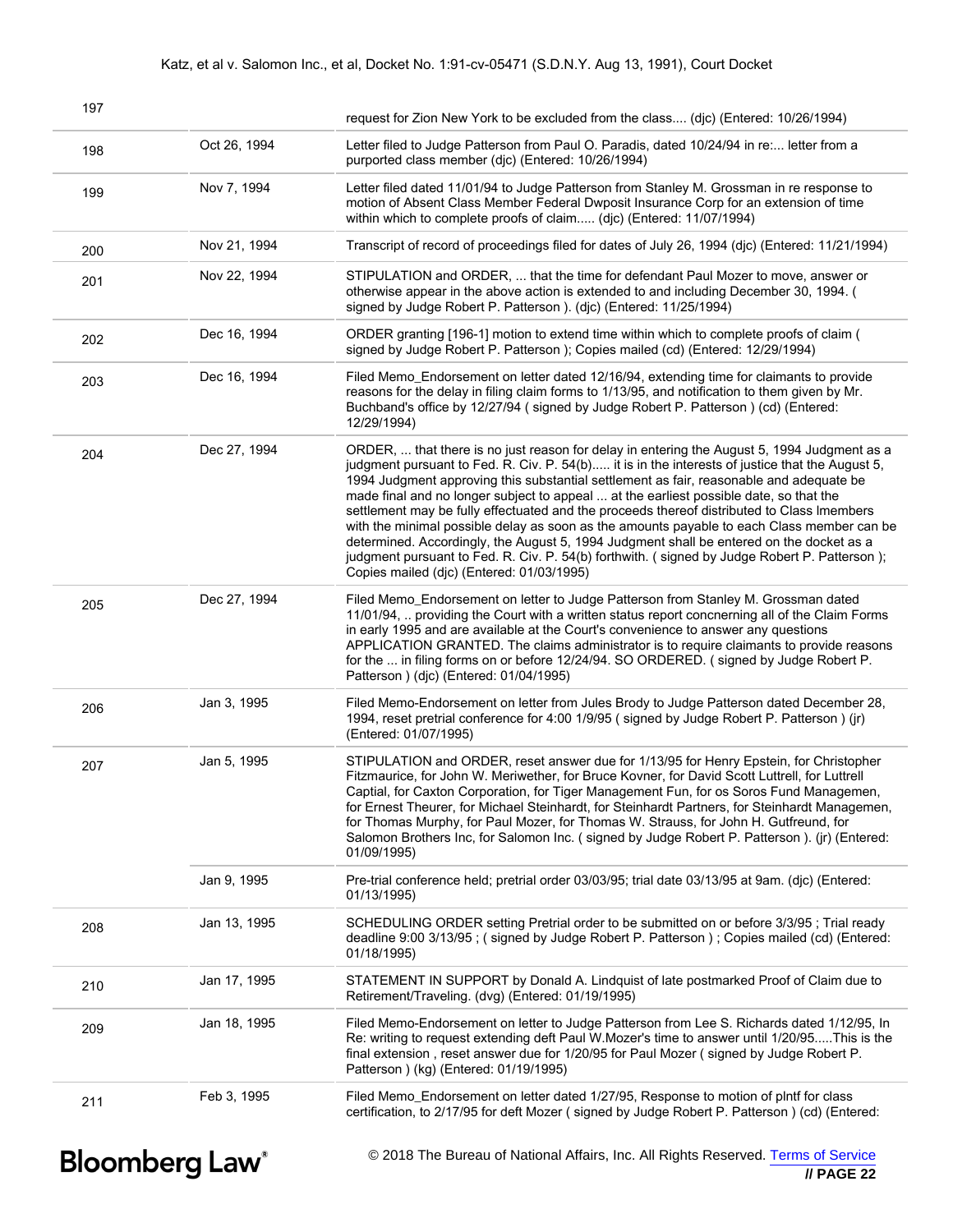| | | |
|---|---|---|
| 197 | | request for Zion New York to be excluded from the class.... (djc) (Entered: 10/26/1994) |
| 198 | Oct 26, 1994 | Letter filed to Judge Patterson from Paul O. Paradis, dated 10/24/94 in re:... letter from a purported class member (djc) (Entered: 10/26/1994) |
| 199 | Nov 7, 1994 | Letter filed dated 11/01/94 to Judge Patterson from Stanley M. Grossman in re response to motion of Absent Class Member Federal Dwposit Insurance Corp for an extension of time within which to complete proofs of claim..... (djc) (Entered: 11/07/1994) |
| 200 | Nov 21, 1994 | Transcript of record of proceedings filed for dates of July 26, 1994 (djc) (Entered: 11/21/1994) |
| 201 | Nov 22, 1994 | STIPULATION and ORDER, ... that the time for defendant Paul Mozer to move, answer or otherwise appear in the above action is extended to and including December 30, 1994. ( signed by Judge Robert P. Patterson ). (djc) (Entered: 11/25/1994) |
| 202 | Dec 16, 1994 | ORDER granting [196-1] motion to extend time within which to complete proofs of claim ( signed by Judge Robert P. Patterson ); Copies mailed (cd) (Entered: 12/29/1994) |
| 203 | Dec 16, 1994 | Filed Memo_Endorsement on letter dated 12/16/94, extending time for claimants to provide reasons for the delay in filing claim forms to 1/13/95, and notification to them given by Mr. Buchband's office by 12/27/94 ( signed by Judge Robert P. Patterson ) (cd) (Entered: 12/29/1994) |
| 204 | Dec 27, 1994 | ORDER, ... that there is no just reason for delay in entering the August 5, 1994 Judgment as a judgment pursuant to Fed. R. Civ. P. 54(b)..... it is in the interests of justice that the August 5, 1994 Judgment approving this substantial settlement as fair, reasonable and adequate be made final and no longer subject to appeal ... at the earliest possible date, so that the settlement may be fully effectuated and the proceeds thereof distributed to Class lmembers with the minimal possible delay as soon as the amounts payable to each Class member can be determined. Accordingly, the August 5, 1994 Judgment shall be entered on the docket as a judgment pursuant to Fed. R. Civ. P. 54(b) forthwith. ( signed by Judge Robert P. Patterson ); Copies mailed (djc) (Entered: 01/03/1995) |
| 205 | Dec 27, 1994 | Filed Memo_Endorsement on letter to Judge Patterson from Stanley M. Grossman dated 11/01/94, .. providing the Court with a written status report concnerning all of the Claim Forms in early 1995 and are available at the Court's convenience to answer any questions APPLICATION GRANTED. The claims administrator is to require claimants to provide reasons for the ... in filing forms on or before 12/24/94. SO ORDERED. ( signed by Judge Robert P. Patterson ) (djc) (Entered: 01/04/1995) |
| 206 | Jan 3, 1995 | Filed Memo-Endorsement on letter from Jules Brody to Judge Patterson dated December 28, 1994, reset pretrial conference for 4:00 1/9/95 ( signed by Judge Robert P. Patterson ) (jr) (Entered: 01/07/1995) |
| 207 | Jan 5, 1995 | STIPULATION and ORDER, reset answer due for 1/13/95 for Henry Epstein, for Christopher Fitzmaurice, for John W. Meriwether, for Bruce Kovner, for David Scott Luttrell, for Luttrell Captial, for Caxton Corporation, for Tiger Management Fun, for os Soros Fund Managemen, for Ernest Theurer, for Michael Steinhardt, for Steinhardt Partners, for Steinhardt Managemen, for Thomas Murphy, for Paul Mozer, for Thomas W. Strauss, for John H. Gutfreund, for Salomon Brothers Inc, for Salomon Inc. ( signed by Judge Robert P. Patterson ). (jr) (Entered: 01/09/1995) |
| | Jan 9, 1995 | Pre-trial conference held; pretrial order 03/03/95; trial date 03/13/95 at 9am. (djc) (Entered: 01/13/1995) |
| 208 | Jan 13, 1995 | SCHEDULING ORDER setting Pretrial order to be submitted on or before 3/3/95 ; Trial ready deadline 9:00 3/13/95 ; ( signed by Judge Robert P. Patterson ) ; Copies mailed (cd) (Entered: 01/18/1995) |
| 210 | Jan 17, 1995 | STATEMENT IN SUPPORT by Donald A. Lindquist of late postmarked Proof of Claim due to Retirement/Traveling. (dvg) (Entered: 01/19/1995) |
| 209 | Jan 18, 1995 | Filed Memo-Endorsement on letter to Judge Patterson from Lee S. Richards dated 1/12/95, In Re: writing to request extending deft Paul W.Mozer's time to answer until 1/20/95.....This is the final extension , reset answer due for 1/20/95 for Paul Mozer ( signed by Judge Robert P. Patterson ) (kg) (Entered: 01/19/1995) |
| 211 | Feb 3, 1995 | Filed Memo_Endorsement on letter dated 1/27/95, Response to motion of plntf for class certification, to 2/17/95 for deft Mozer ( signed by Judge Robert P. Patterson ) (cd) (Entered: |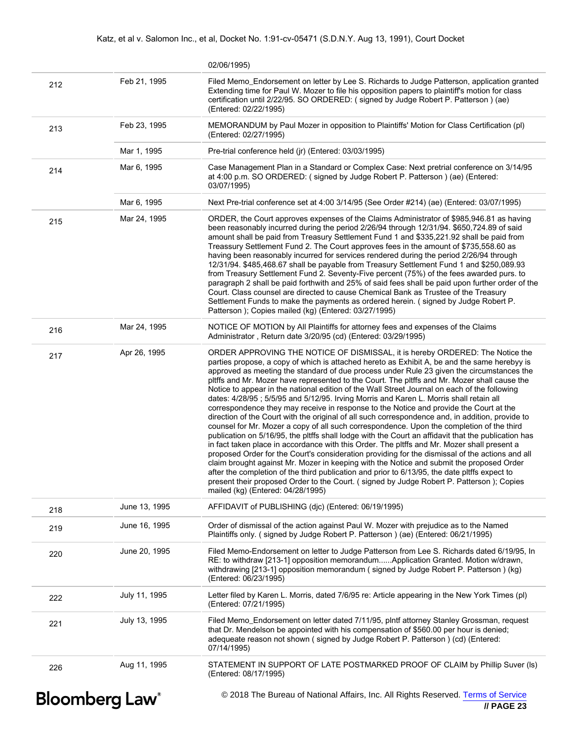| | | 02/06/1995) |
|---|---|---|
| 212 | Feb 21, 1995 | Filed Memo_Endorsement on letter by Lee S. Richards to Judge Patterson, application granted Extending time for Paul W. Mozer to file his opposition papers to plaintiff's motion for class certification until 2/22/95. SO ORDERED: ( signed by Judge Robert P. Patterson ) (ae) (Entered: 02/22/1995) |
| 213 | Feb 23, 1995 | MEMORANDUM by Paul Mozer in opposition to Plaintiffs' Motion for Class Certification (pl) (Entered: 02/27/1995) |
| | Mar 1, 1995 | Pre-trial conference held (jr) (Entered: 03/03/1995) |
| 214 | Mar 6, 1995 | Case Management Plan in a Standard or Complex Case: Next pretrial conference on 3/14/95 at 4:00 p.m. SO ORDERED: ( signed by Judge Robert P. Patterson ) (ae) (Entered: 03/07/1995) |
| | Mar 6, 1995 | Next Pre-trial conference set at 4:00 3/14/95 (See Order #214) (ae) (Entered: 03/07/1995) |
| 215 | Mar 24, 1995 | ORDER, the Court approves expenses of the Claims Administrator of $985,946.81 as having been reasonably incurred during the period 2/26/94 through 12/31/94. $650,724.89 of said amount shall be paid from Treasury Settlement Fund 1 and $335,221.92 shall be paid from Treassury Settlement Fund 2. The Court approves fees in the amount of $735,558.60 as having been reasonably incurred for services rendered during the period 2/26/94 through 12/31/94. $485,468.67 shall be payable from Treasury Settlement Fund 1 and $250,089.93 from Treasury Settlement Fund 2. Seventy-Five percent (75%) of the fees awarded purs. to paragraph 2 shall be paid forthwith and 25% of said fees shall be paid upon further order of the Court. Class counsel are directed to cause Chemical Bank as Trustee of the Treasury Settlement Funds to make the payments as ordered herein. ( signed by Judge Robert P. Patterson ); Copies mailed (kg) (Entered: 03/27/1995) |
| 216 | Mar 24, 1995 | NOTICE OF MOTION by All Plaintiffs for attorney fees and expenses of the Claims Administrator , Return date 3/20/95 (cd) (Entered: 03/29/1995) |
| 217 | Apr 26, 1995 | ORDER APPROVING THE NOTICE OF DISMISSAL, it is hereby ORDERED: The Notice the parties propose, a copy of which is attached hereto as Exhibit A, be and the same herebyy is approved as meeting the standard of due process under Rule 23 given the circumstances the pltffs and Mr. Mozer have represented to the Court. The pltffs and Mr. Mozer shall cause the Notice to appear in the national edition of the Wall Street Journal on each of the following dates: 4/28/95 ; 5/5/95 and 5/12/95. Irving Morris and Karen L. Morris shall retain all correspondence they may receive in response to the Notice and provide the Court at the direction of the Court with the original of all such correspondence and, in addition, provide to counsel for Mr. Mozer a copy of all such correspondence. Upon the completion of the third publication on 5/16/95, the pltffs shall lodge with the Court an affidavit that the publication has in fact taken place in accordance with this Order. The pltffs and Mr. Mozer shall present a proposed Order for the Court's consideration providing for the dismissal of the actions and all claim brought against Mr. Mozer in keeping with the Notice and submit the proposed Order after the completion of the third publication and prior to 6/13/95, the date pltffs expect to present their proposed Order to the Court. ( signed by Judge Robert P. Patterson ); Copies mailed (kg) (Entered: 04/28/1995) |
| 218 | June 13, 1995 | AFFIDAVIT of PUBLISHING (djc) (Entered: 06/19/1995) |
| 219 | June 16, 1995 | Order of dismissal of the action against Paul W. Mozer with prejudice as to the Named Plaintiffs only. ( signed by Judge Robert P. Patterson ) (ae) (Entered: 06/21/1995) |
| 220 | June 20, 1995 | Filed Memo-Endorsement on letter to Judge Patterson from Lee S. Richards dated 6/19/95, In RE: to withdraw [213-1] opposition memorandum......Application Granted. Motion w/drawn, withdrawing [213-1] opposition memorandum ( signed by Judge Robert P. Patterson ) (kg) (Entered: 06/23/1995) |
| 222 | July 11, 1995 | Letter filed by Karen L. Morris, dated 7/6/95 re: Article appearing in the New York Times (pl) (Entered: 07/21/1995) |
| 221 | July 13, 1995 | Filed Memo_Endorsement on letter dated 7/11/95, plntf attorney Stanley Grossman, request that Dr. Mendelson be appointed with his compensation of $560.00 per hour is denied; adequeate reason not shown ( signed by Judge Robert P. Patterson ) (cd) (Entered: 07/14/1995) |
| 226 | Aug 11, 1995 | STATEMENT IN SUPPORT OF LATE POSTMARKED PROOF OF CLAIM by Phillip Suver (ls) (Entered: 08/17/1995) |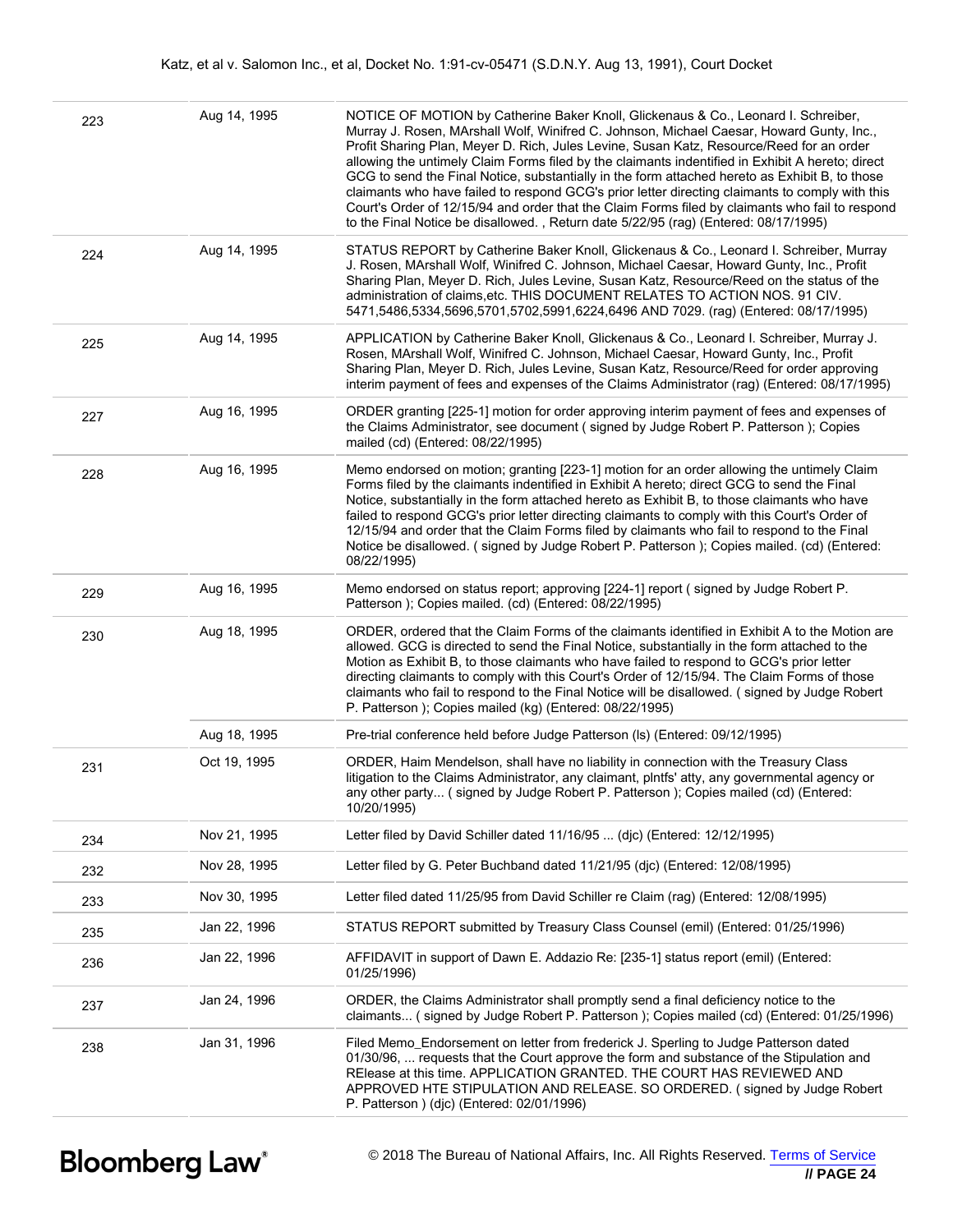| | | |
|---|---|---|
| 223 | Aug 14, 1995 | NOTICE OF MOTION by Catherine Baker Knoll, Glickenaus & Co., Leonard I. Schreiber, Murray J. Rosen, MArshall Wolf, Winifred C. Johnson, Michael Caesar, Howard Gunty, Inc., Profit Sharing Plan, Meyer D. Rich, Jules Levine, Susan Katz, Resource/Reed for an order allowing the untimely Claim Forms filed by the claimants indentified in Exhibit A hereto; direct GCG to send the Final Notice, substantially in the form attached hereto as Exhibit B, to those claimants who have failed to respond GCG's prior letter directing claimants to comply with this Court's Order of 12/15/94 and order that the Claim Forms filed by claimants who fail to respond to the Final Notice be disallowed. , Return date 5/22/95 (rag) (Entered: 08/17/1995) |
| 224 | Aug 14, 1995 | STATUS REPORT by Catherine Baker Knoll, Glickenaus & Co., Leonard I. Schreiber, Murray J. Rosen, MArshall Wolf, Winifred C. Johnson, Michael Caesar, Howard Gunty, Inc., Profit Sharing Plan, Meyer D. Rich, Jules Levine, Susan Katz, Resource/Reed on the status of the administration of claims,etc. THIS DOCUMENT RELATES TO ACTION NOS. 91 CIV. 5471,5486,5334,5696,5701,5702,5991,6224,6496 AND 7029. (rag) (Entered: 08/17/1995) |
| 225 | Aug 14, 1995 | APPLICATION by Catherine Baker Knoll, Glickenaus & Co., Leonard I. Schreiber, Murray J. Rosen, MArshall Wolf, Winifred C. Johnson, Michael Caesar, Howard Gunty, Inc., Profit Sharing Plan, Meyer D. Rich, Jules Levine, Susan Katz, Resource/Reed for order approving interim payment of fees and expenses of the Claims Administrator (rag) (Entered: 08/17/1995) |
| 227 | Aug 16, 1995 | ORDER granting [225-1] motion for order approving interim payment of fees and expenses of the Claims Administrator, see document ( signed by Judge Robert P. Patterson ); Copies mailed (cd) (Entered: 08/22/1995) |
| 228 | Aug 16, 1995 | Memo endorsed on motion; granting [223-1] motion for an order allowing the untimely Claim Forms filed by the claimants indentified in Exhibit A hereto; direct GCG to send the Final Notice, substantially in the form attached hereto as Exhibit B, to those claimants who have failed to respond GCG's prior letter directing claimants to comply with this Court's Order of 12/15/94 and order that the Claim Forms filed by claimants who fail to respond to the Final Notice be disallowed. ( signed by Judge Robert P. Patterson ); Copies mailed. (cd) (Entered: 08/22/1995) |
| 229 | Aug 16, 1995 | Memo endorsed on status report; approving [224-1] report ( signed by Judge Robert P. Patterson ); Copies mailed. (cd) (Entered: 08/22/1995) |
| 230 | Aug 18, 1995 | ORDER, ordered that the Claim Forms of the claimants identified in Exhibit A to the Motion are allowed. GCG is directed to send the Final Notice, substantially in the form attached to the Motion as Exhibit B, to those claimants who have failed to respond to GCG's prior letter directing claimants to comply with this Court's Order of 12/15/94. The Claim Forms of those claimants who fail to respond to the Final Notice will be disallowed. ( signed by Judge Robert P. Patterson ); Copies mailed (kg) (Entered: 08/22/1995) |
| | Aug 18, 1995 | Pre-trial conference held before Judge Patterson (ls) (Entered: 09/12/1995) |
| 231 | Oct 19, 1995 | ORDER, Haim Mendelson, shall have no liability in connection with the Treasury Class litigation to the Claims Administrator, any claimant, plntfs' atty, any governmental agency or any other party... ( signed by Judge Robert P. Patterson ); Copies mailed (cd) (Entered: 10/20/1995) |
| 234 | Nov 21, 1995 | Letter filed by David Schiller dated 11/16/95 ... (djc) (Entered: 12/12/1995) |
| 232 | Nov 28, 1995 | Letter filed by G. Peter Buchband dated 11/21/95 (djc) (Entered: 12/08/1995) |
| 233 | Nov 30, 1995 | Letter filed dated 11/25/95 from David Schiller re Claim (rag) (Entered: 12/08/1995) |
| 235 | Jan 22, 1996 | STATUS REPORT submitted by Treasury Class Counsel (emil) (Entered: 01/25/1996) |
| 236 | Jan 22, 1996 | AFFIDAVIT in support of Dawn E. Addazio Re: [235-1] status report (emil) (Entered: 01/25/1996) |
| 237 | Jan 24, 1996 | ORDER, the Claims Administrator shall promptly send a final deficiency notice to the claimants... ( signed by Judge Robert P. Patterson ); Copies mailed (cd) (Entered: 01/25/1996) |
| 238 | Jan 31, 1996 | Filed Memo_Endorsement on letter from frederick J. Sperling to Judge Patterson dated 01/30/96, ... requests that the Court approve the form and substance of the Stipulation and RElease at this time. APPLICATION GRANTED. THE COURT HAS REVIEWED AND APPROVED HTE STIPULATION AND RELEASE. SO ORDERED. ( signed by Judge Robert P. Patterson ) (djc) (Entered: 02/01/1996) |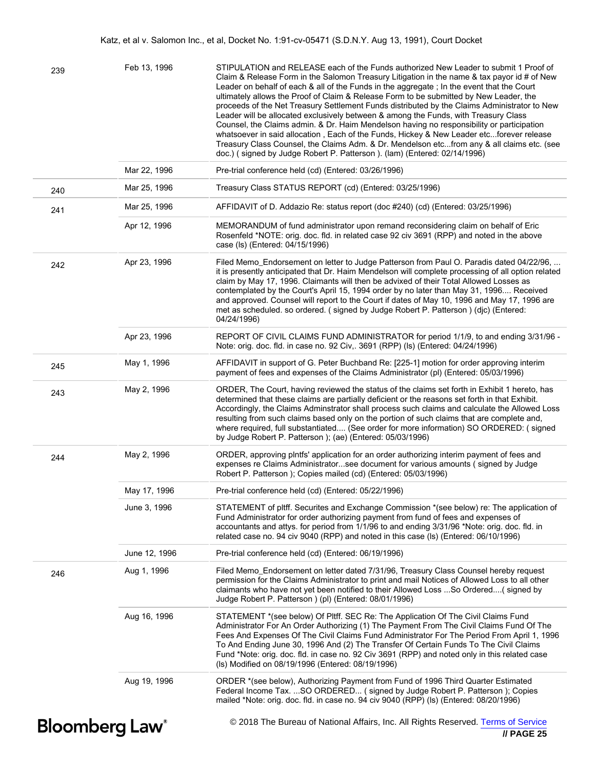| | | |
|---|---|---|
| 239 | Feb 13, 1996 | STIPULATION and RELEASE each of the Funds authorized New Leader to submit 1 Proof of Claim & Release Form in the Salomon Treasury Litigation in the name & tax payor id # of New Leader on behalf of each & all of the Funds in the aggregate ; In the event that the Court ultimately allows the Proof of Claim & Release Form to be submitted by New Leader, the proceeds of the Net Treasury Settlement Funds distributed by the Claims Administrator to New Leader will be allocated exclusively between & among the Funds, with Treasury Class Counsel, the Claims admin. & Dr. Haim Mendelson having no responsibility or participation whatsoever in said allocation , Each of the Funds, Hickey & New Leader etc...forever release Treasury Class Counsel, the Claims Adm. & Dr. Mendelson etc...from any & all claims etc. (see doc.) ( signed by Judge Robert P. Patterson ). (lam) (Entered: 02/14/1996) |
| | Mar 22, 1996 | Pre-trial conference held (cd) (Entered: 03/26/1996) |
| 240 | Mar 25, 1996 | Treasury Class STATUS REPORT (cd) (Entered: 03/25/1996) |
| 241 | Mar 25, 1996 | AFFIDAVIT of D. Addazio Re: status report (doc #240) (cd) (Entered: 03/25/1996) |
| | Apr 12, 1996 | MEMORANDUM of fund administrator upon remand reconsidering claim on behalf of Eric Rosenfeld *NOTE: orig. doc. fld. in related case 92 civ 3691 (RPP) and noted in the above case (ls) (Entered: 04/15/1996) |
| 242 | Apr 23, 1996 | Filed Memo_Endorsement on letter to Judge Patterson from Paul O. Paradis dated 04/22/96, ... it is presently anticipated that Dr. Haim Mendelson will complete processing of all option related claim by May 17, 1996. Claimants will then be advixed of their Total Allowed Losses as contemplated by the Court's April 15, 1994 order by no later than May 31, 1996.... Received and approved. Counsel will report to the Court if dates of May 10, 1996 and May 17, 1996 are met as scheduled. so ordered. ( signed by Judge Robert P. Patterson ) (djc) (Entered: 04/24/1996) |
| | Apr 23, 1996 | REPORT OF CIVIL CLAIMS FUND ADMINISTRATOR for period 1/1/9, to and ending 3/31/96 - Note: orig. doc. fld. in case no. 92 Civ,. 3691 (RPP) (ls) (Entered: 04/24/1996) |
| 245 | May 1, 1996 | AFFIDAVIT in support of G. Peter Buchband Re: [225-1] motion for order approving interim payment of fees and expenses of the Claims Administrator (pl) (Entered: 05/03/1996) |
| 243 | May 2, 1996 | ORDER, The Court, having reviewed the status of the claims set forth in Exhibit 1 hereto, has determined that these claims are partially deficient or the reasons set forth in that Exhibit. Accordingly, the Claims Adminstrator shall process such claims and calculate the Allowed Loss resulting from such claims based only on the portion of such claims that are complete and, where required, full substantiated.... (See order for more information) SO ORDERED: ( signed by Judge Robert P. Patterson ); (ae) (Entered: 05/03/1996) |
| 244 | May 2, 1996 | ORDER, approving plntfs' application for an order authorizing interim payment of fees and expenses re Claims Administrator...see document for various amounts ( signed by Judge Robert P. Patterson ); Copies mailed (cd) (Entered: 05/03/1996) |
| | May 17, 1996 | Pre-trial conference held (cd) (Entered: 05/22/1996) |
| | June 3, 1996 | STATEMENT of pltff. Securites and Exchange Commission *(see below) re: The application of Fund Administrator for order authorizing payment from fund of fees and expenses of accountants and attys. for period from 1/1/96 to and ending 3/31/96 *Note: orig. doc. fld. in related case no. 94 civ 9040 (RPP) and noted in this case (ls) (Entered: 06/10/1996) |
| | June 12, 1996 | Pre-trial conference held (cd) (Entered: 06/19/1996) |
| 246 | Aug 1, 1996 | Filed Memo_Endorsement on letter dated 7/31/96, Treasury Class Counsel hereby request permission for the Claims Administrator to print and mail Notices of Allowed Loss to all other claimants who have not yet been notified to their Allowed Loss ...So Ordered....( signed by Judge Robert P. Patterson ) (pl) (Entered: 08/01/1996) |
| | Aug 16, 1996 | STATEMENT *(see below) Of Pltff. SEC Re: The Application Of The Civil Claims Fund Administrator For An Order Authorizing (1) The Payment From The Civil Claims Fund Of The Fees And Expenses Of The Civil Claims Fund Administrator For The Period From April 1, 1996 To And Ending June 30, 1996 And (2) The Transfer Of Certain Funds To The Civil Claims Fund *Note: orig. doc. fld. in case no. 92 Civ 3691 (RPP) and noted only in this related case (ls) Modified on 08/19/1996 (Entered: 08/19/1996) |
| | Aug 19, 1996 | ORDER *(see below), Authorizing Payment from Fund of 1996 Third Quarter Estimated Federal Income Tax. ...SO ORDERED... ( signed by Judge Robert P. Patterson ); Copies mailed *Note: orig. doc. fld. in case no. 94 civ 9040 (RPP) (ls) (Entered: 08/20/1996) |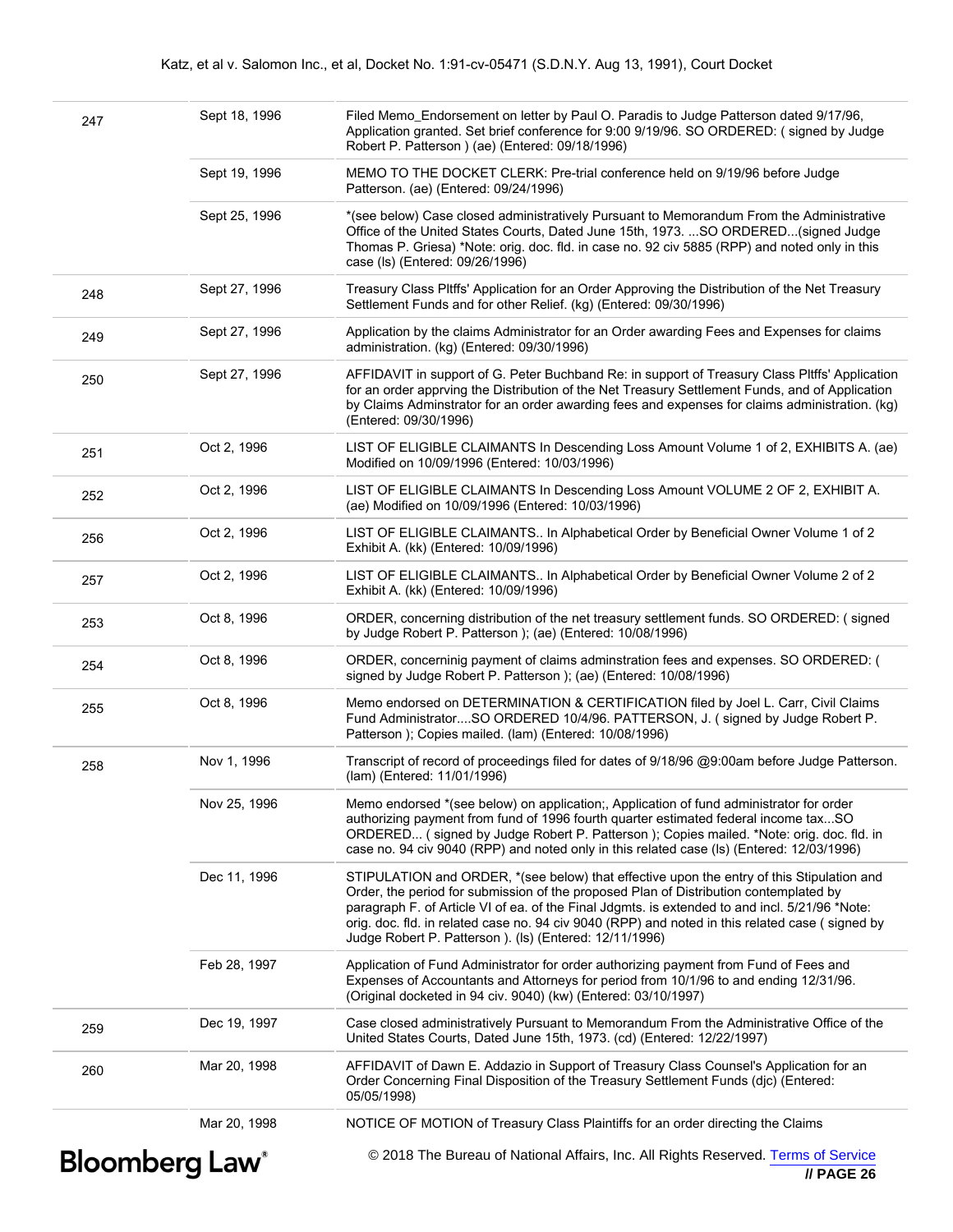| | | |
|---|---|---|
| 247 | Sept 18, 1996 | Filed Memo_Endorsement on letter by Paul O. Paradis to Judge Patterson dated 9/17/96, Application granted. Set brief conference for 9:00 9/19/96. SO ORDERED: ( signed by Judge Robert P. Patterson ) (ae) (Entered: 09/18/1996) |
| | Sept 19, 1996 | MEMO TO THE DOCKET CLERK: Pre-trial conference held on 9/19/96 before Judge Patterson. (ae) (Entered: 09/24/1996) |
| | Sept 25, 1996 | *(see below) Case closed administratively Pursuant to Memorandum From the Administrative Office of the United States Courts, Dated June 15th, 1973. ...SO ORDERED...(signed Judge Thomas P. Griesa) *Note: orig. doc. fld. in case no. 92 civ 5885 (RPP) and noted only in this case (ls) (Entered: 09/26/1996) |
| 248 | Sept 27, 1996 | Treasury Class Pltffs' Application for an Order Approving the Distribution of the Net Treasury Settlement Funds and for other Relief. (kg) (Entered: 09/30/1996) |
| 249 | Sept 27, 1996 | Application by the claims Administrator for an Order awarding Fees and Expenses for claims administration. (kg) (Entered: 09/30/1996) |
| 250 | Sept 27, 1996 | AFFIDAVIT in support of G. Peter Buchband Re: in support of Treasury Class Pltffs' Application for an order apprving the Distribution of the Net Treasury Settlement Funds, and of Application by Claims Adminstrator for an order awarding fees and expenses for claims administration. (kg) (Entered: 09/30/1996) |
| 251 | Oct 2, 1996 | LIST OF ELIGIBLE CLAIMANTS In Descending Loss Amount Volume 1 of 2, EXHIBITS A. (ae) Modified on 10/09/1996 (Entered: 10/03/1996) |
| 252 | Oct 2, 1996 | LIST OF ELIGIBLE CLAIMANTS In Descending Loss Amount VOLUME 2 OF 2, EXHIBIT A. (ae) Modified on 10/09/1996 (Entered: 10/03/1996) |
| 256 | Oct 2, 1996 | LIST OF ELIGIBLE CLAIMANTS.. In Alphabetical Order by Beneficial Owner Volume 1 of 2 Exhibit A. (kk) (Entered: 10/09/1996) |
| 257 | Oct 2, 1996 | LIST OF ELIGIBLE CLAIMANTS.. In Alphabetical Order by Beneficial Owner Volume 2 of 2 Exhibit A. (kk) (Entered: 10/09/1996) |
| 253 | Oct 8, 1996 | ORDER, concerning distribution of the net treasury settlement funds. SO ORDERED: ( signed by Judge Robert P. Patterson ); (ae) (Entered: 10/08/1996) |
| 254 | Oct 8, 1996 | ORDER, concerninig payment of claims adminstration fees and expenses. SO ORDERED: ( signed by Judge Robert P. Patterson ); (ae) (Entered: 10/08/1996) |
| 255 | Oct 8, 1996 | Memo endorsed on DETERMINATION & CERTIFICATION filed by Joel L. Carr, Civil Claims Fund Administrator....SO ORDERED 10/4/96. PATTERSON, J. ( signed by Judge Robert P. Patterson ); Copies mailed. (lam) (Entered: 10/08/1996) |
| 258 | Nov 1, 1996 | Transcript of record of proceedings filed for dates of 9/18/96 @9:00am before Judge Patterson. (lam) (Entered: 11/01/1996) |
| | Nov 25, 1996 | Memo endorsed *(see below) on application;, Application of fund administrator for order authorizing payment from fund of 1996 fourth quarter estimated federal income tax...SO ORDERED... ( signed by Judge Robert P. Patterson ); Copies mailed. *Note: orig. doc. fld. in case no. 94 civ 9040 (RPP) and noted only in this related case (ls) (Entered: 12/03/1996) |
| | Dec 11, 1996 | STIPULATION and ORDER, *(see below) that effective upon the entry of this Stipulation and Order, the period for submission of the proposed Plan of Distribution contemplated by paragraph F. of Article VI of ea. of the Final Jdgmts. is extended to and incl. 5/21/96 *Note: orig. doc. fld. in related case no. 94 civ 9040 (RPP) and noted in this related case ( signed by Judge Robert P. Patterson ). (ls) (Entered: 12/11/1996) |
| | Feb 28, 1997 | Application of Fund Administrator for order authorizing payment from Fund of Fees and Expenses of Accountants and Attorneys for period from 10/1/96 to and ending 12/31/96. (Original docketed in 94 civ. 9040) (kw) (Entered: 03/10/1997) |
| 259 | Dec 19, 1997 | Case closed administratively Pursuant to Memorandum From the Administrative Office of the United States Courts, Dated June 15th, 1973. (cd) (Entered: 12/22/1997) |
| 260 | Mar 20, 1998 | AFFIDAVIT of Dawn E. Addazio in Support of Treasury Class Counsel's Application for an Order Concerning Final Disposition of the Treasury Settlement Funds (djc) (Entered: 05/05/1998) |
| | Mar 20, 1998 | NOTICE OF MOTION of Treasury Class Plaintiffs for an order directing the Claims |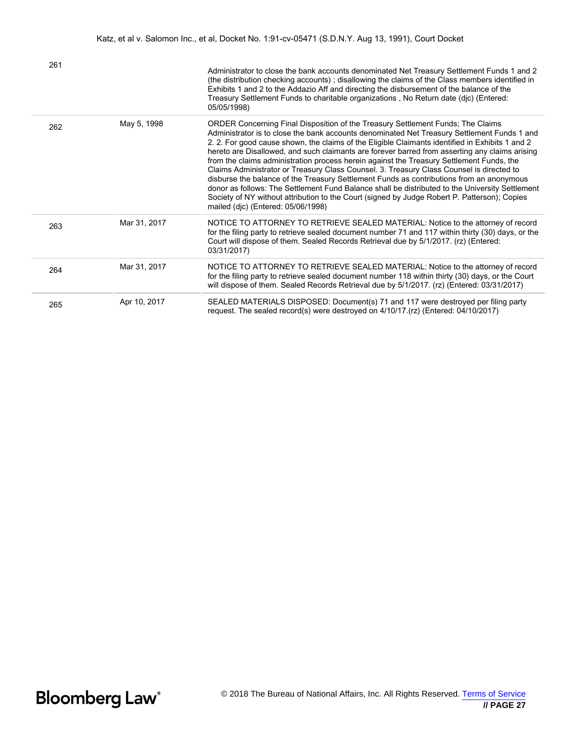| | | |
|---|---|---|
| 261 | | Administrator to close the bank accounts denominated Net Treasury Settlement Funds 1 and 2 (the distribution checking accounts) ; disallowing the claims of the Class members identified in Exhibits 1 and 2 to the Addazio Aff and directing the disbursement of the balance of the Treasury Settlement Funds to charitable organizations , No Return date (djc) (Entered: 05/05/1998) |
| 262 | May 5, 1998 | ORDER Concerning Final Disposition of the Treasury Settlement Funds; The Claims Administrator is to close the bank accounts denominated Net Treasury Settlement Funds 1 and 2. 2. For good cause shown, the claims of the Eligible Claimants identified in Exhibits 1 and 2 hereto are Disallowed, and such claimants are forever barred from asserting any claims arising from the claims administration process herein against the Treasury Settlement Funds, the Claims Administrator or Treasury Class Counsel. 3. Treasury Class Counsel is directed to disburse the balance of the Treasury Settlement Funds as contributions from an anonymous donor as follows: The Settlement Fund Balance shall be distributed to the University Settlement Society of NY without attribution to the Court (signed by Judge Robert P. Patterson); Copies mailed (djc) (Entered: 05/06/1998) |
| 263 | Mar 31, 2017 | NOTICE TO ATTORNEY TO RETRIEVE SEALED MATERIAL: Notice to the attorney of record for the filing party to retrieve sealed document number 71 and 117 within thirty (30) days, or the Court will dispose of them. Sealed Records Retrieval due by 5/1/2017. (rz) (Entered: 03/31/2017) |
| 264 | Mar 31, 2017 | NOTICE TO ATTORNEY TO RETRIEVE SEALED MATERIAL: Notice to the attorney of record for the filing party to retrieve sealed document number 118 within thirty (30) days, or the Court will dispose of them. Sealed Records Retrieval due by 5/1/2017. (rz) (Entered: 03/31/2017) |
| 265 | Apr 10, 2017 | SEALED MATERIALS DISPOSED: Document(s) 71 and 117 were destroyed per filing party request. The sealed record(s) were destroyed on 4/10/17.(rz) (Entered: 04/10/2017) |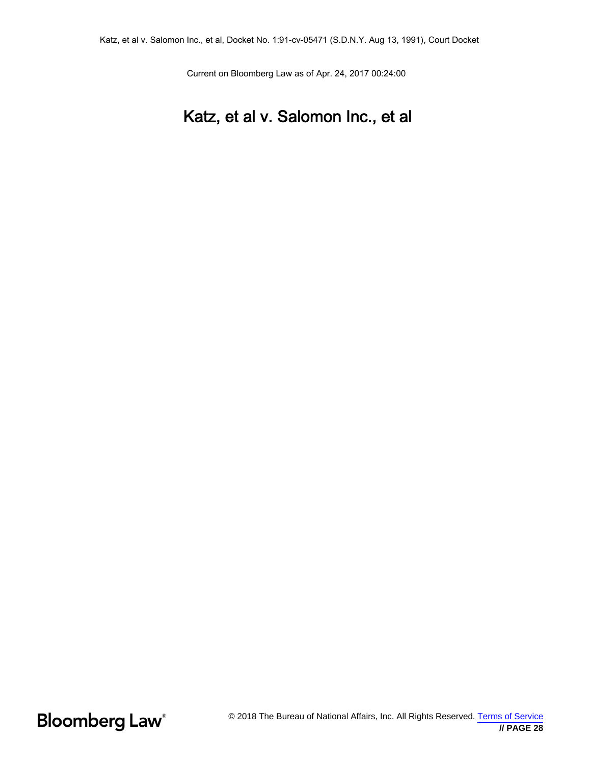# Katz, et al v. Salomon Inc., et al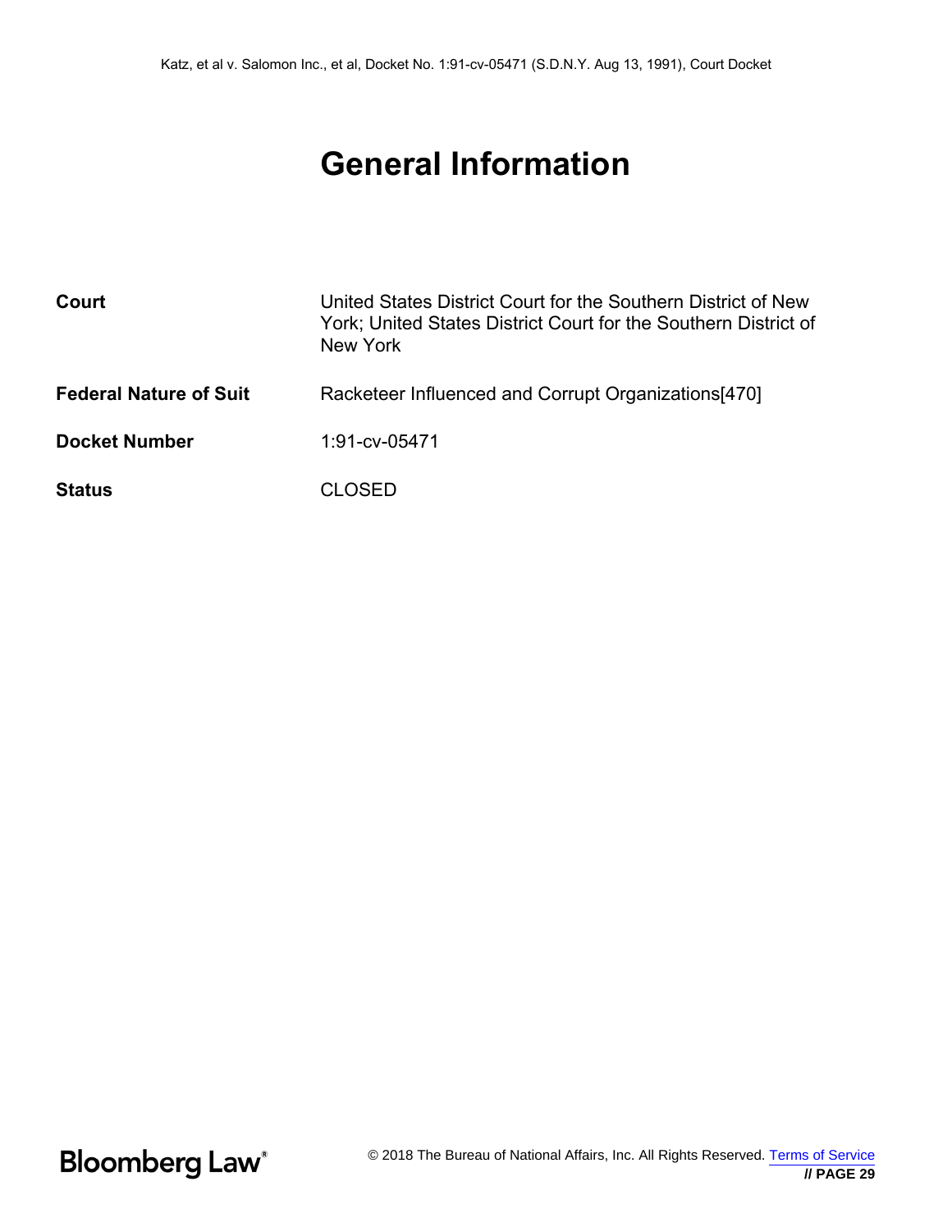# General Information

| | |
|---|---|
| **Court** | United States District Court for the Southern District of New York; United States District Court for the Southern District of New York |
| **Federal Nature of Suit** | Racketeer Influenced and Corrupt Organizations[470] |
| **Docket Number** | 1:91-cv-05471 |
| **Status** | CLOSED |